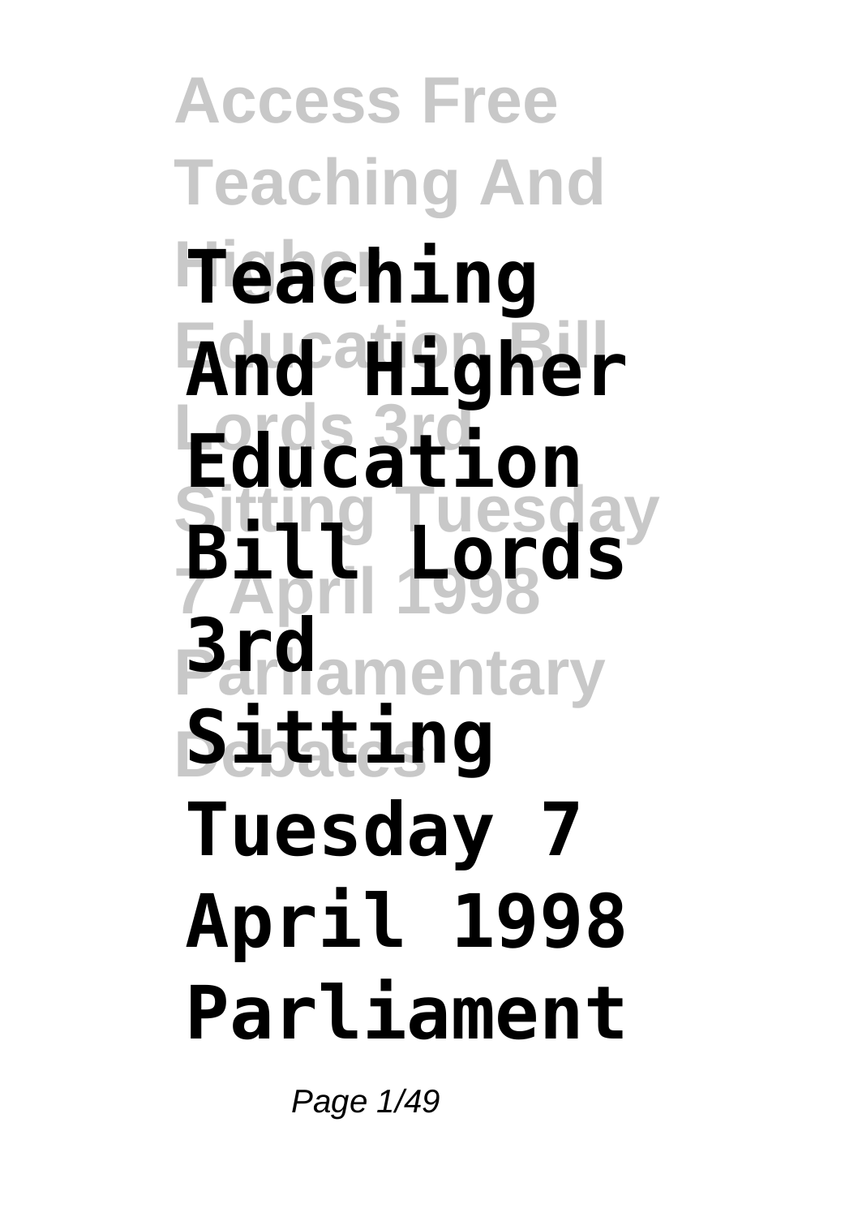# Teaching And Higher Education Bill Lords 3rd Sitting Tuesday 7 April 1998 Parliament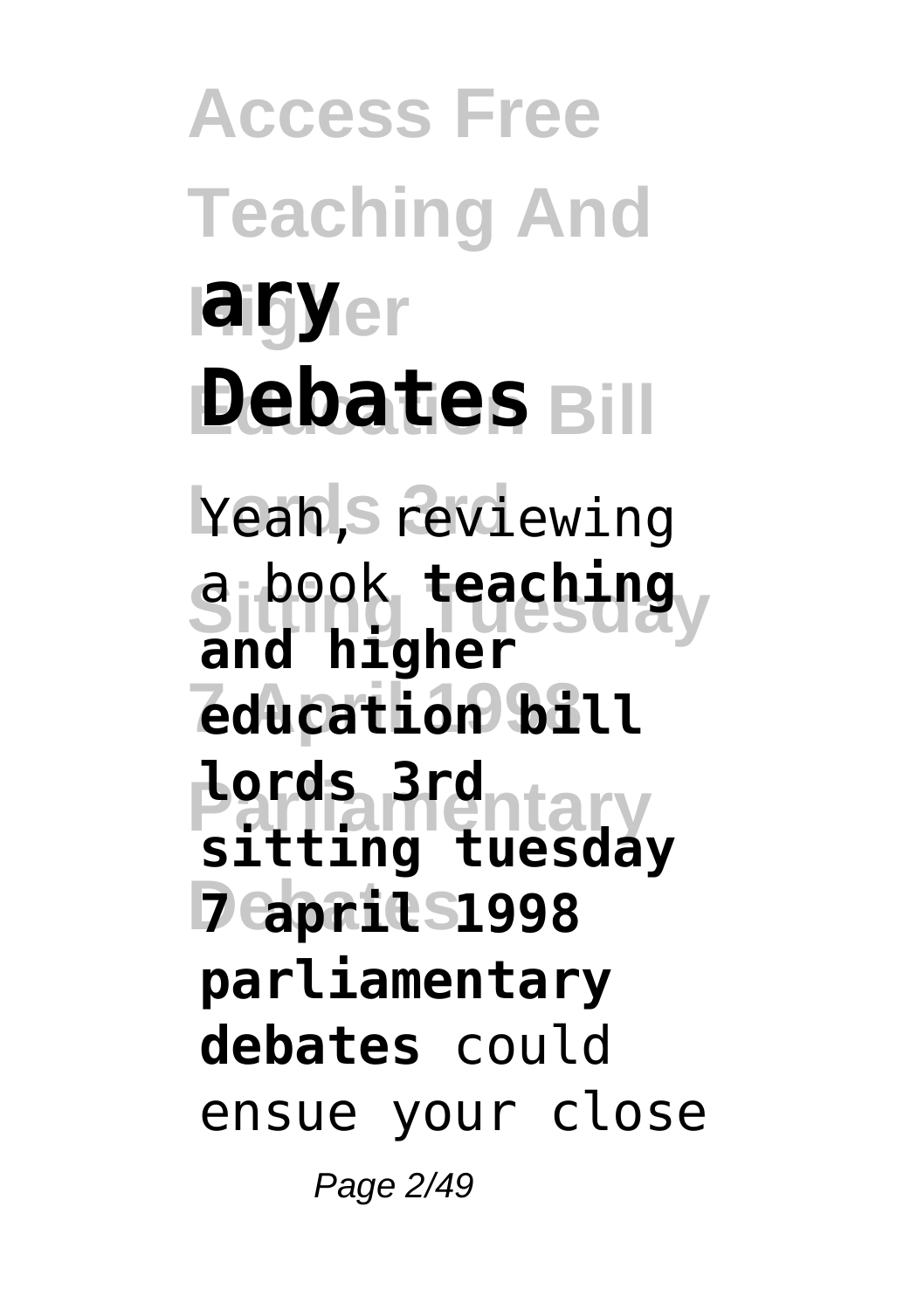Yeah, reviewing a book **teaching and higher education bill lords 3rd sitting tuesday 7 april 1998 parliamentary debates** could ensue your close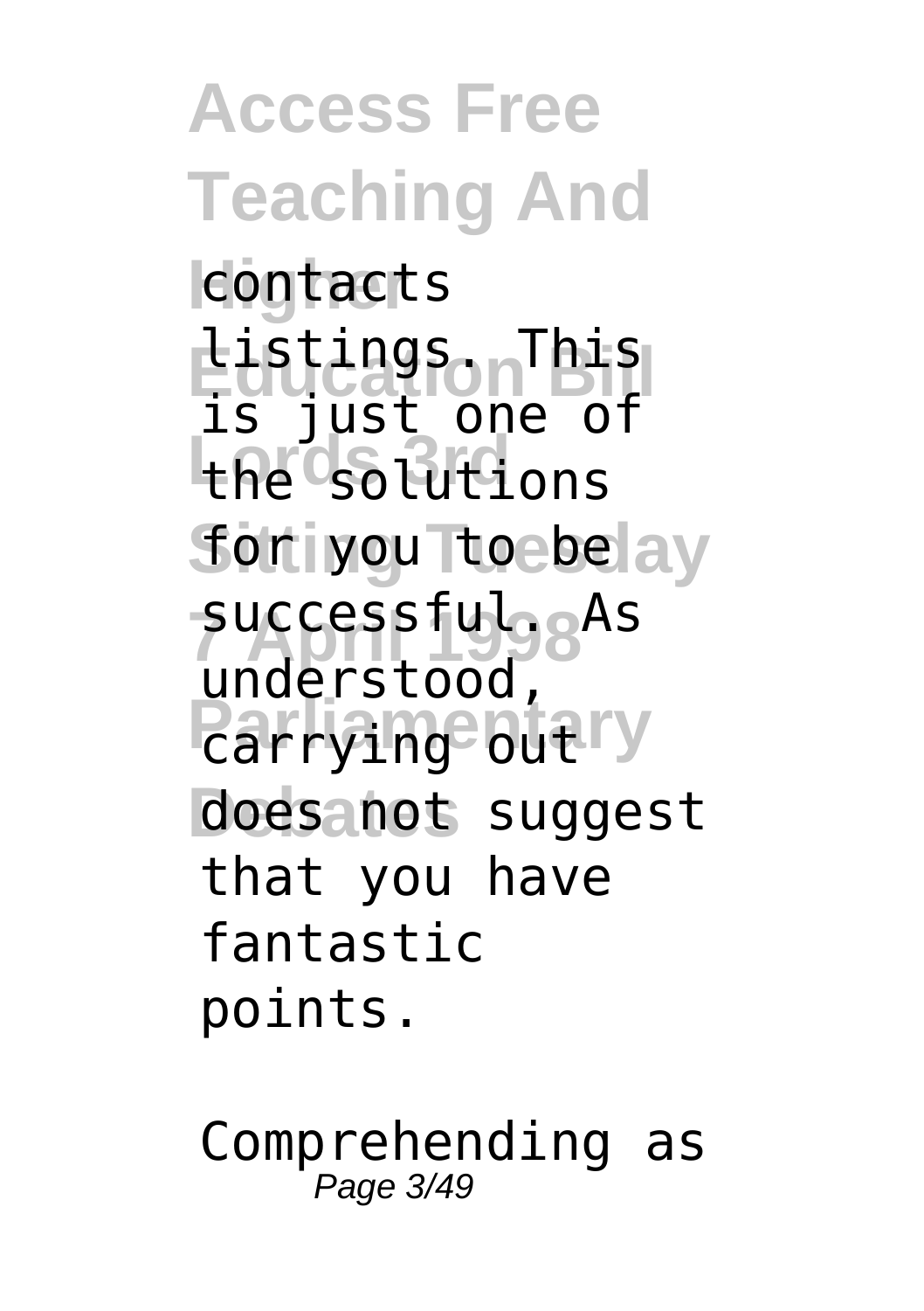contacts listings. This is just one of the solutions for you to be successful. As understood, carrying out does not suggest that you have fantastic points.

Comprehending as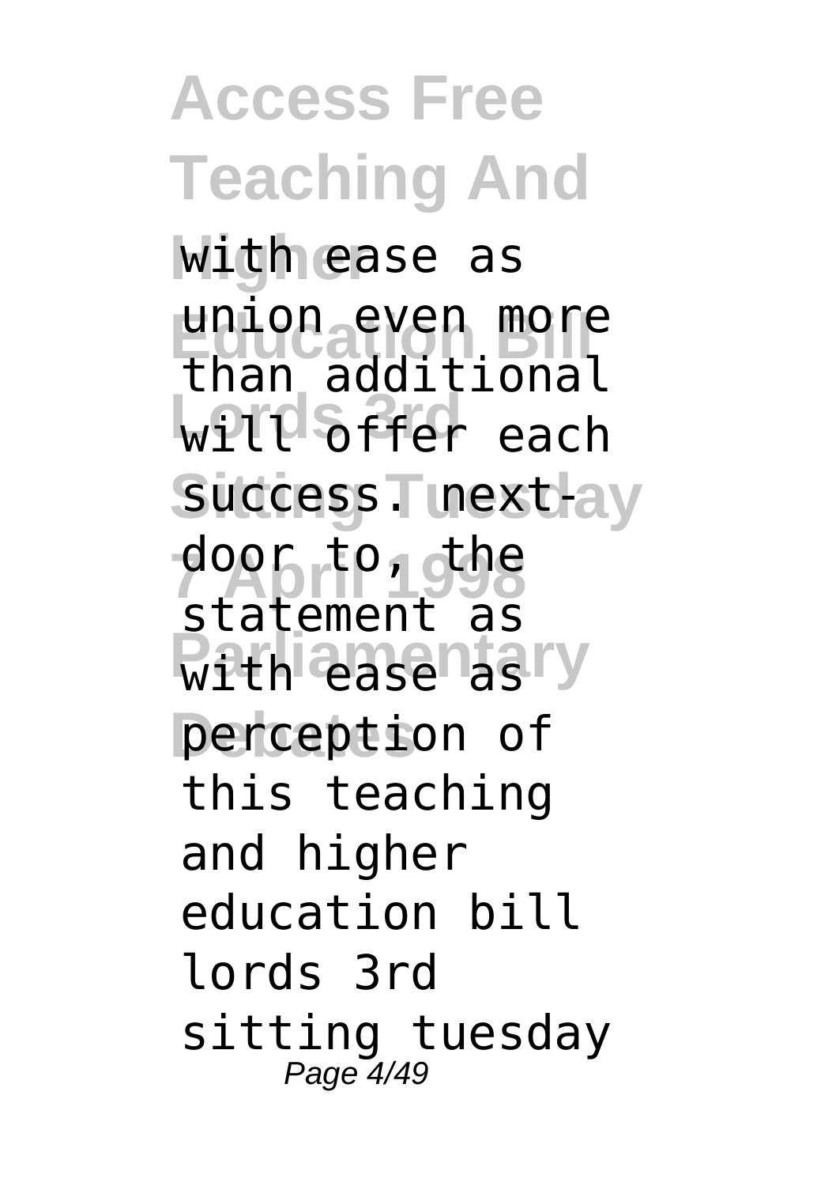with ease as union even more than additional will offer each success. next-door to, the statement as with ease as perception of this teaching and higher education bill lords 3rd sitting tuesday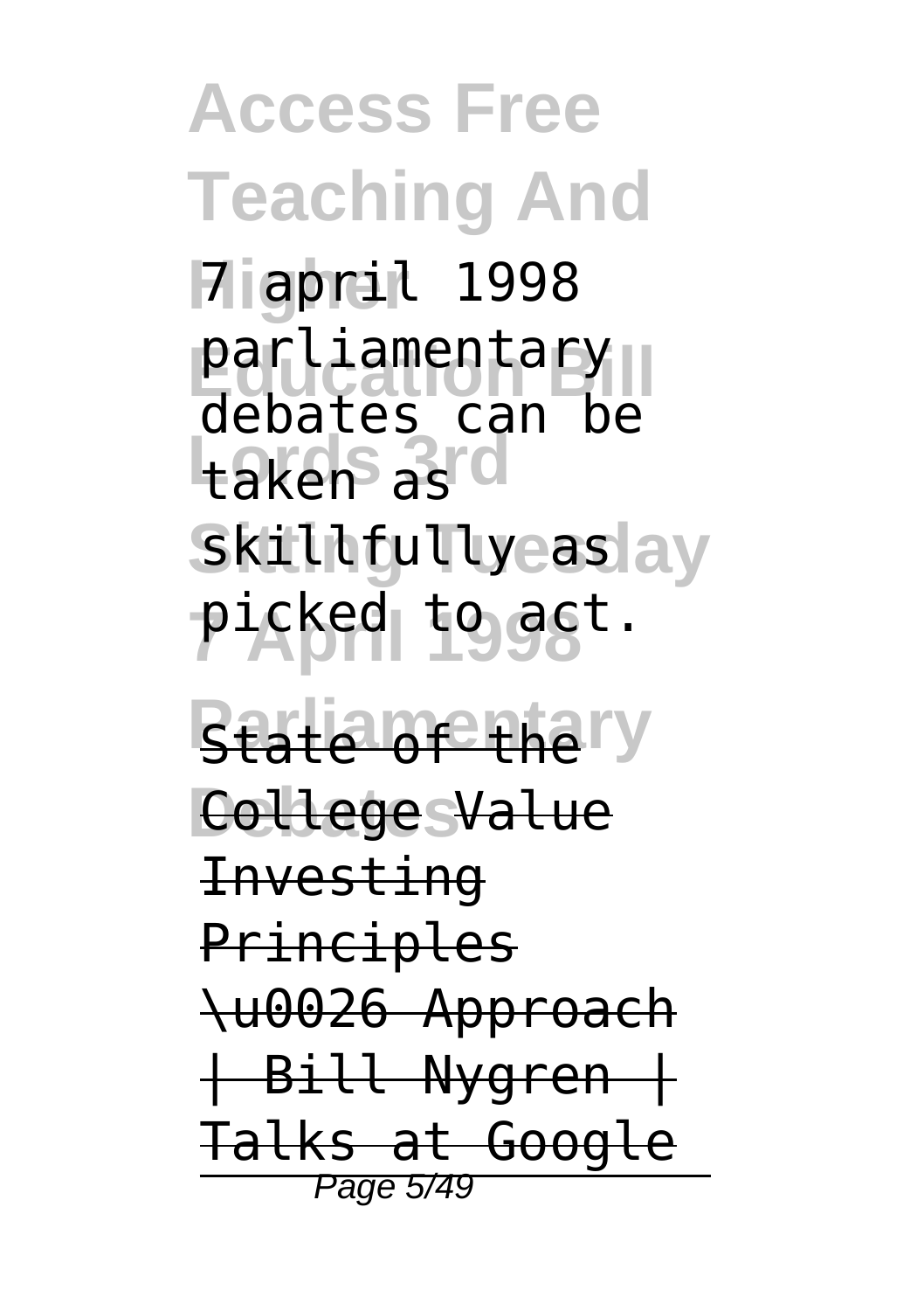7 april 1998 parliamentary debates can be taken as skillfully as picked to act.

State of the College Value Investing Principles \u0026 Approach | Bill Nygren | Talks at Google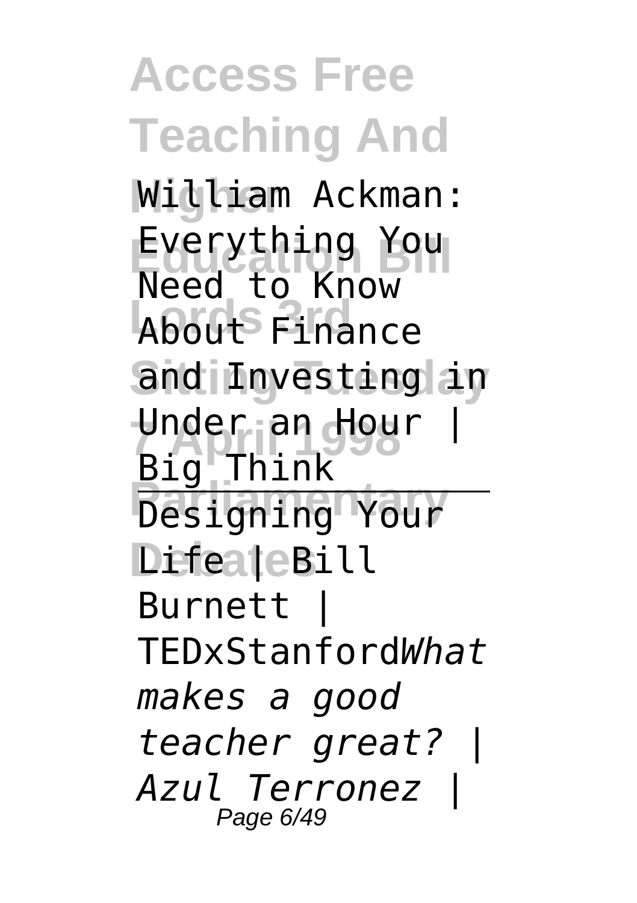William Ackman: Everything You Need to Know About Finance and Investing in Under an Hour | Big Think

Designing Your Life | Bill Burnett | TEDxStanford*What makes a good teacher great? | Azul Terronez |*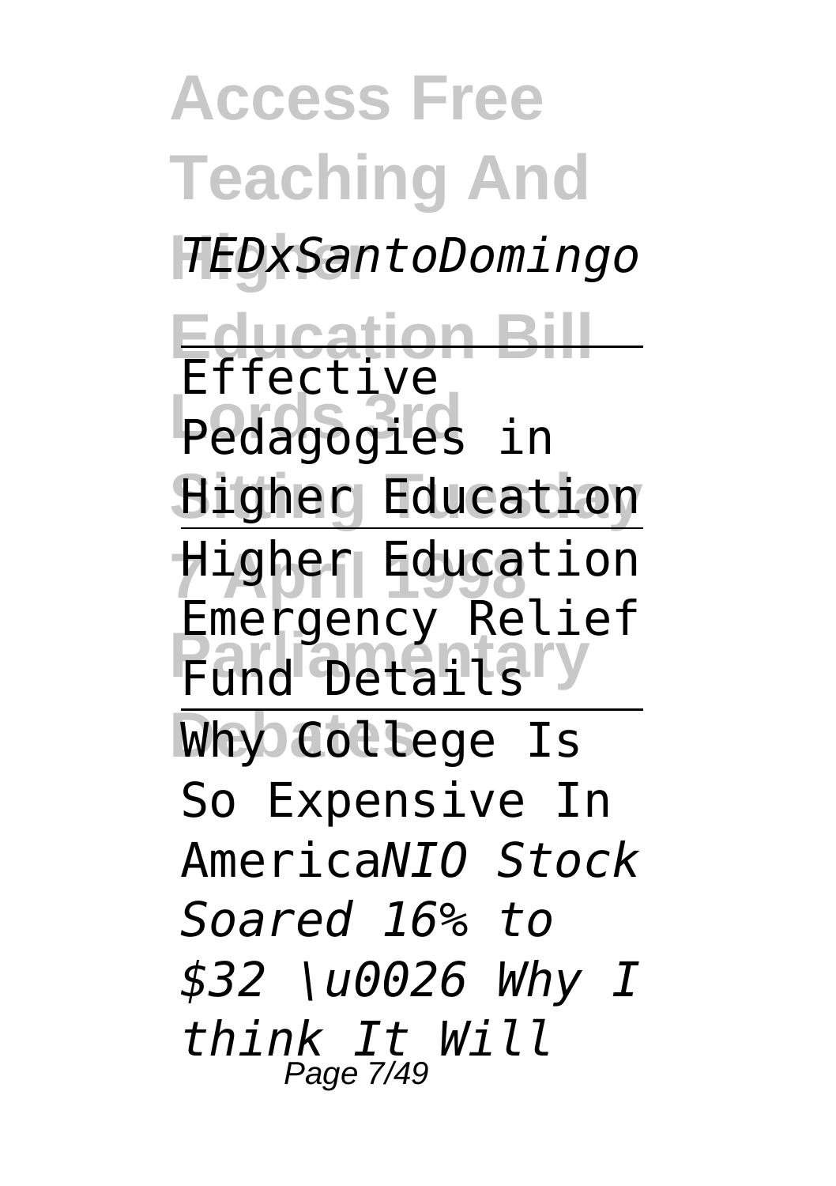*TEDxSantoDomingo*

Effective Pedagogies in Higher Education

Higher Education Emergency Relief Fund Details

Why College Is So Expensive In America*NIO Stock Soared 16% to $32 \u0026 Why I think It Will*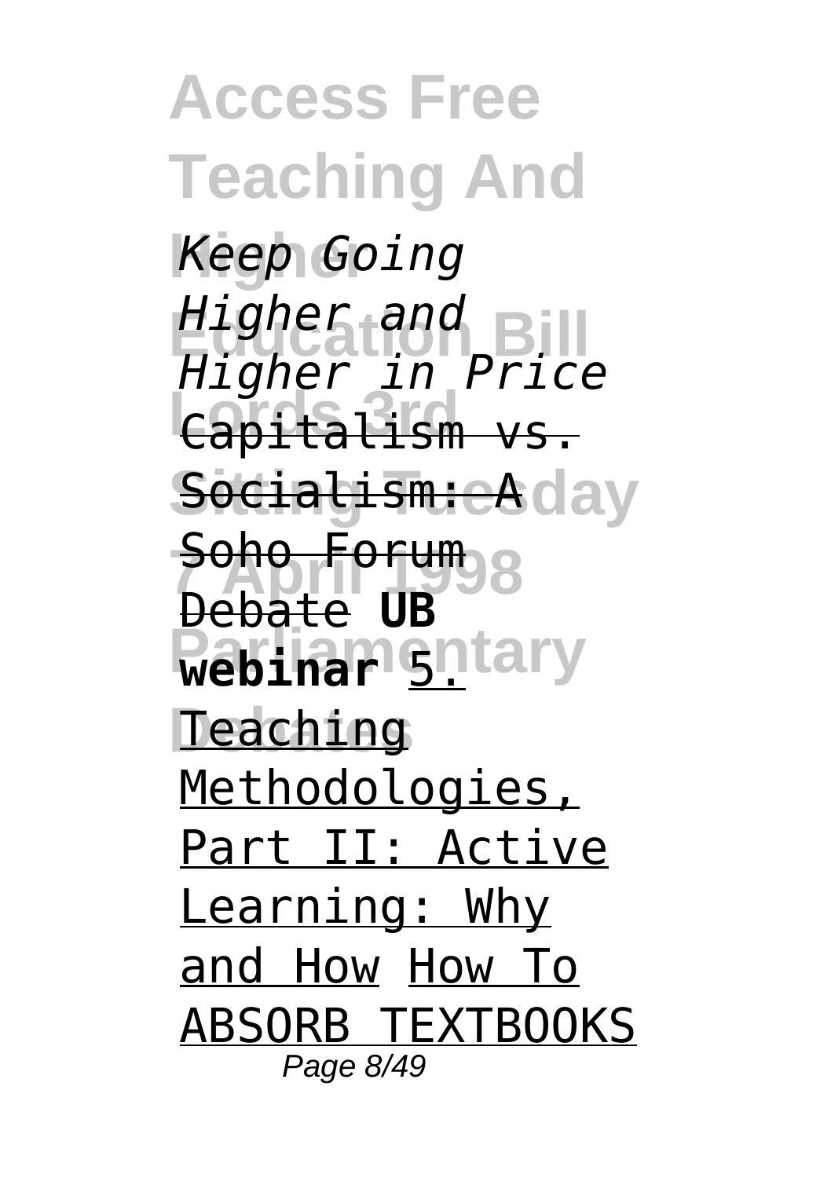*Keep Going Higher and Higher in Price* Capitalism vs. Socialism: A Soho Forum Debate **UB webinar** 5. Teaching Methodologies, Part II: Active Learning: Why and How How To ABSORB TEXTBOOKS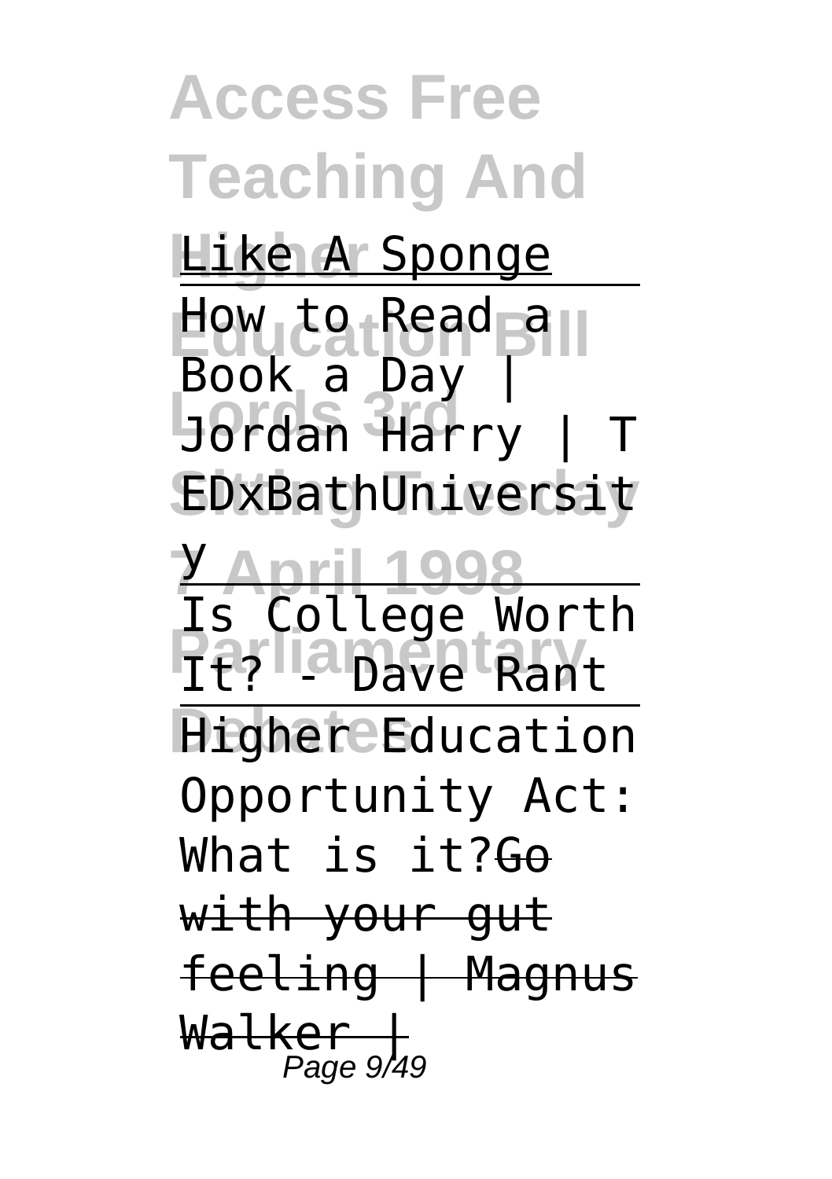Like A Sponge

How to Read a Book a Day | Jordan Harry | TEDxBathUniversity

Is College Worth It? - Dave Rant

Higher Education Opportunity Act: What is it?~~Go with your gut feeling | Magnus Walker |~~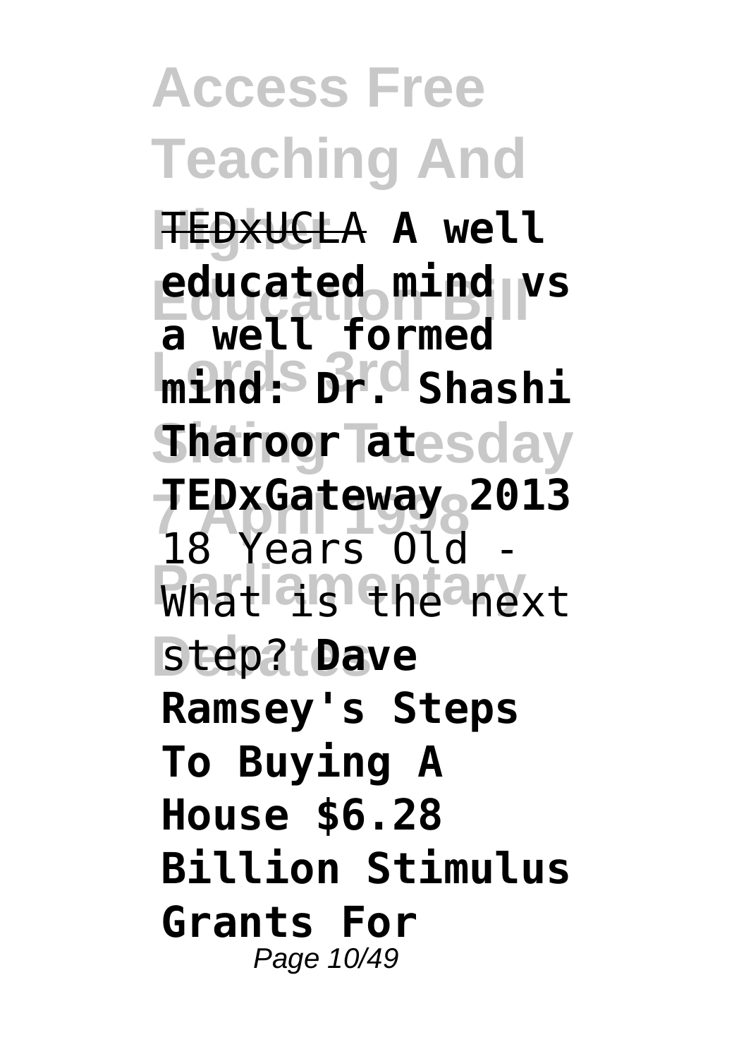~~TEDxUCLA~~ **A well educated mind vs a well formed mind: Dr. Shashi Tharoor at TEDxGateway 2013** 18 Years Old - What is the next step? **Dave Ramsey's Steps To Buying A House $6.28 Billion Stimulus Grants For**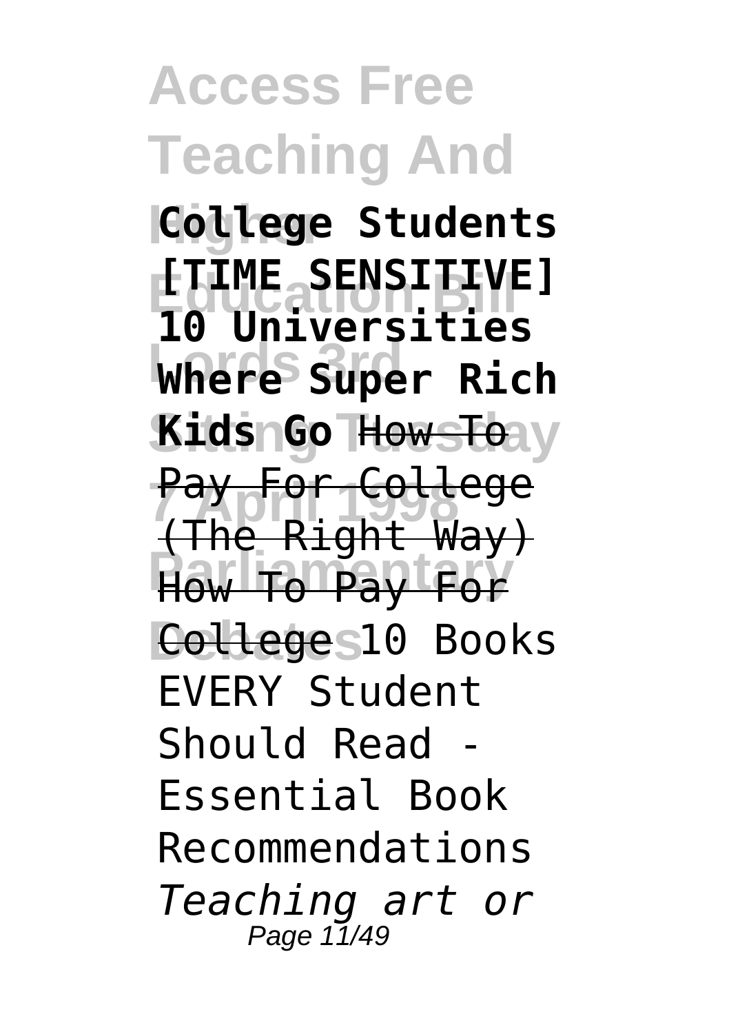**College Students [TIME SENSITIVE] 10 Universities Where Super Rich Kids Go** ~~How To Pay For College (The Right Way)~~ How To Pay For College 10 Books EVERY Student Should Read - Essential Book Recommendations *Teaching art or*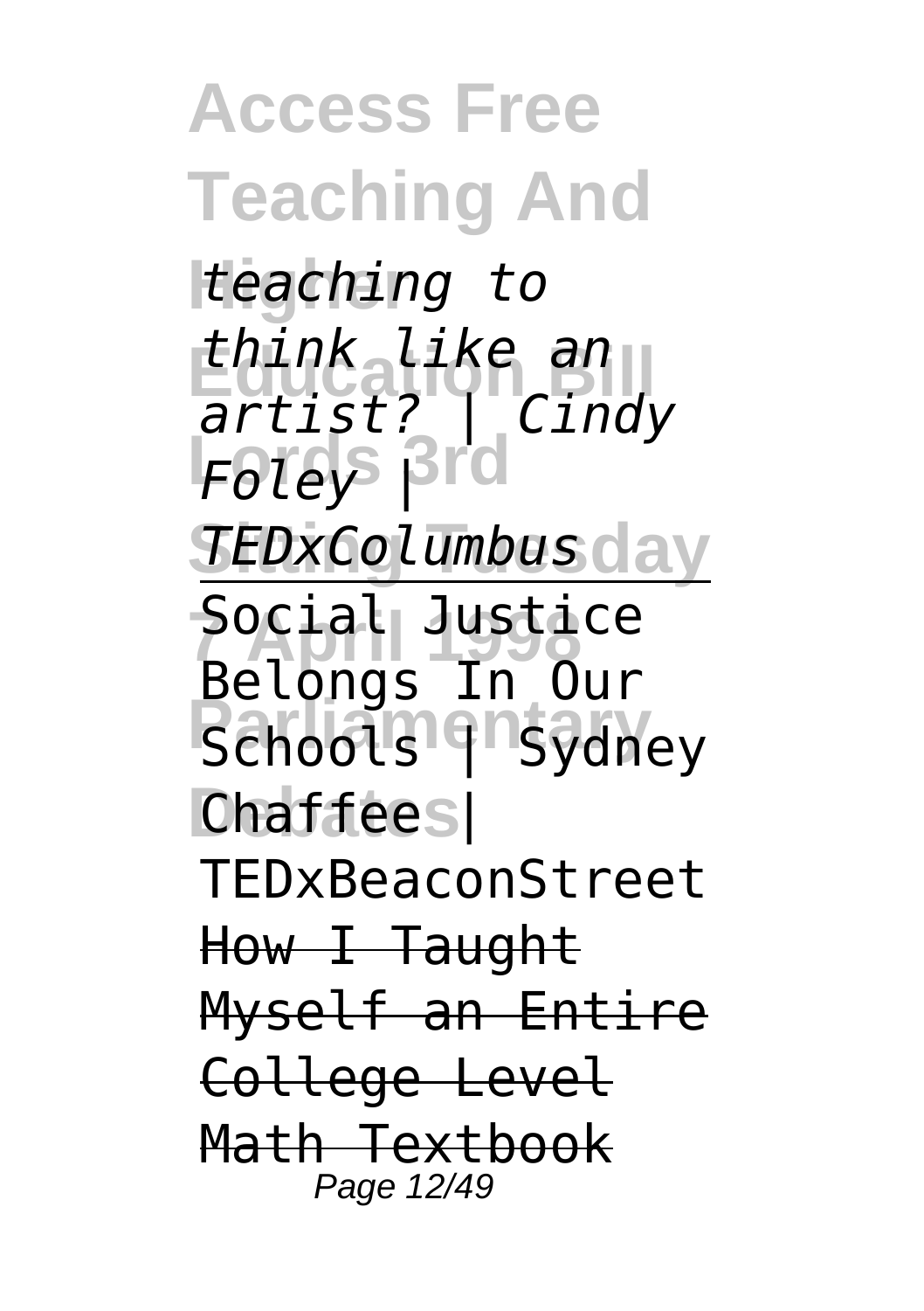*teaching to think like an artist? | Cindy Foley | TEDxColumbus*

Social Justice Belongs In Our Schools | Sydney Chaffee | TEDxBeaconStreet

~~How I Taught Myself an Entire College Level Math Textbook~~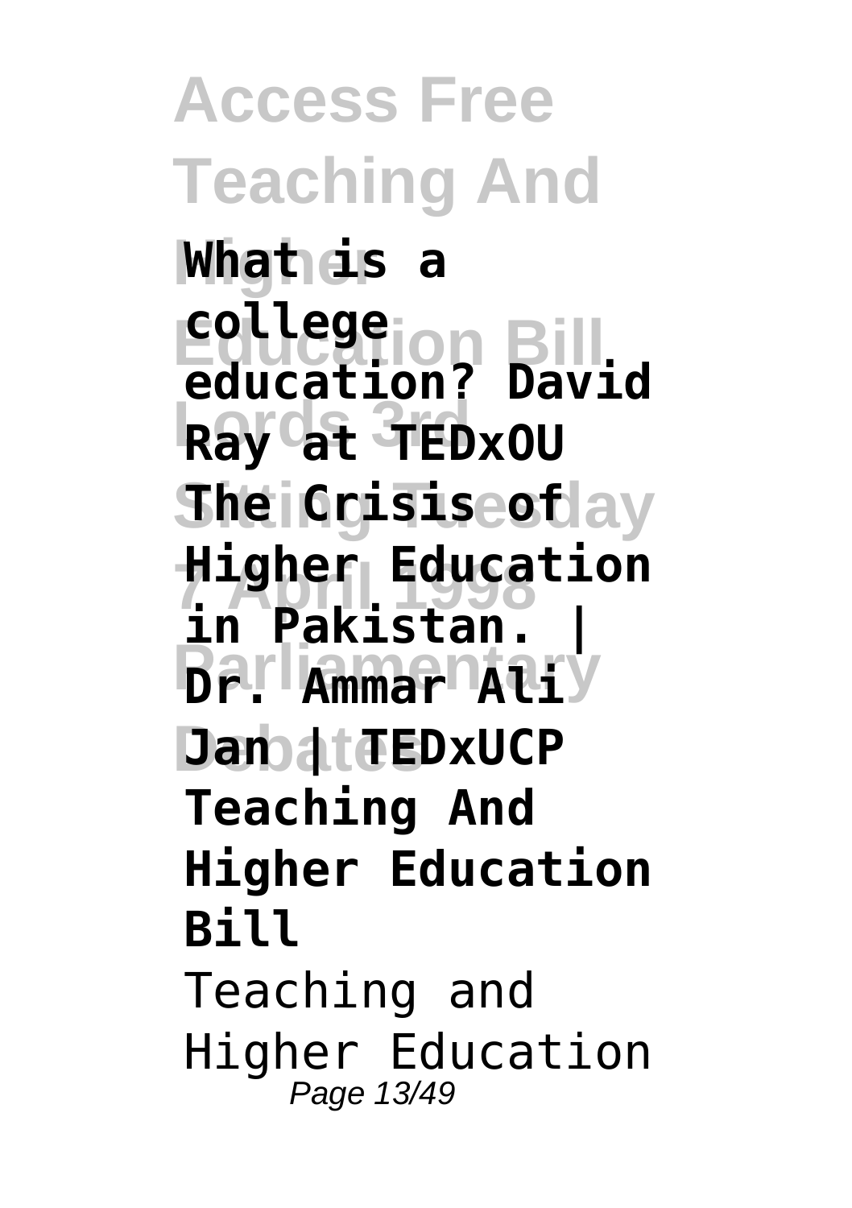**What is a college education? David Ray at TEDxOU**

**The Crisis of Higher Education in Pakistan. | Dr. Ammar Ali Jan | TEDxUCP**

**Teaching And Higher Education Bill**

Teaching and Higher Education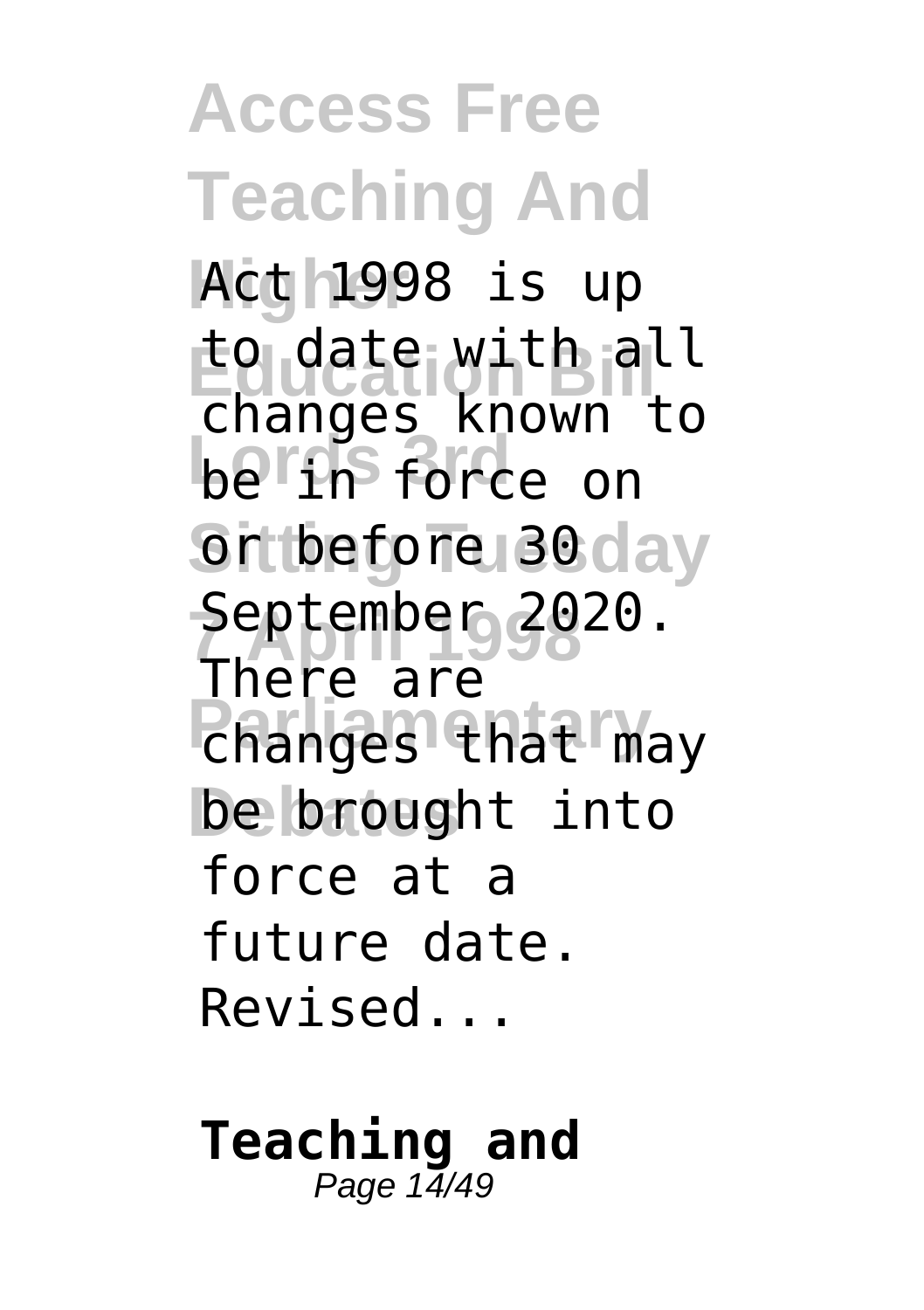Act 1998 is up to date with all changes known to be in force on or before 30 September 2020. There are changes that may be brought into force at a future date. Revised...

**Teaching and**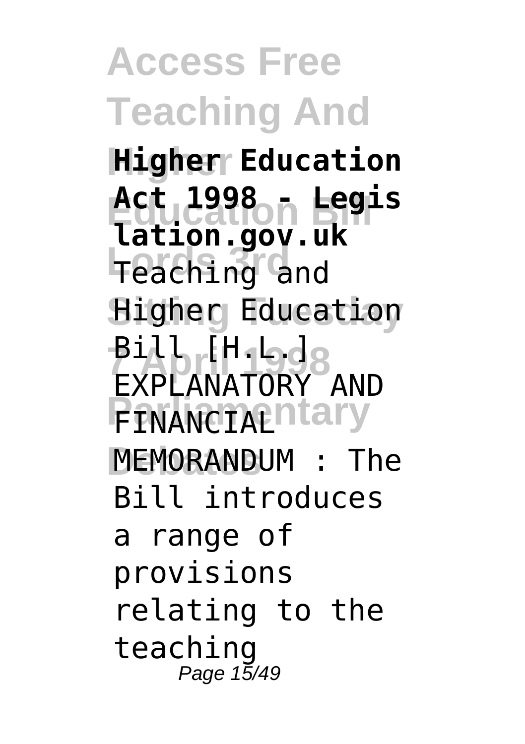**Higher Education Act 1998 - Legislation.gov.uk**

Teaching and Higher Education Bill [H.L.] EXPLANATORY AND FINANCIAL MEMORANDUM : The Bill introduces a range of provisions relating to the teaching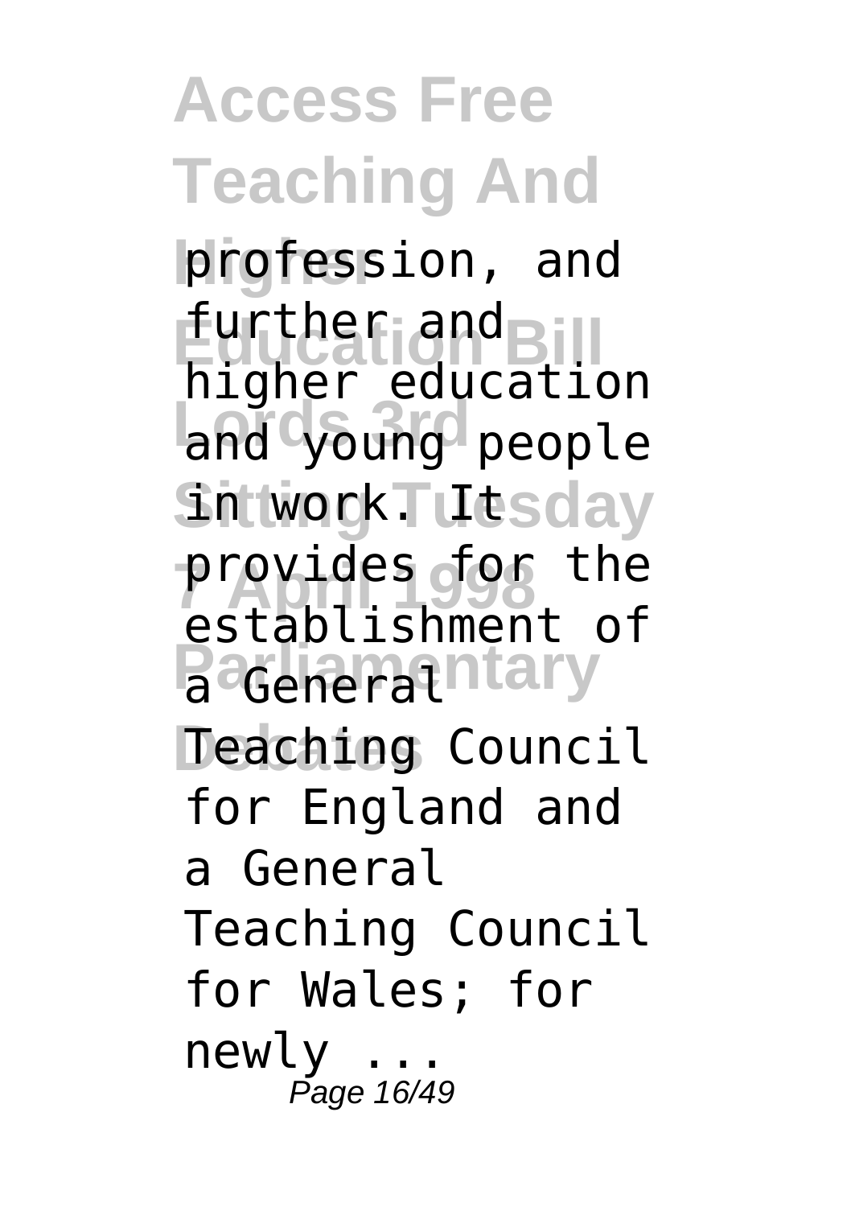profession, and further and higher education and young people in work. It provides for the establishment of a General Teaching Council for England and a General Teaching Council for Wales; for newly ...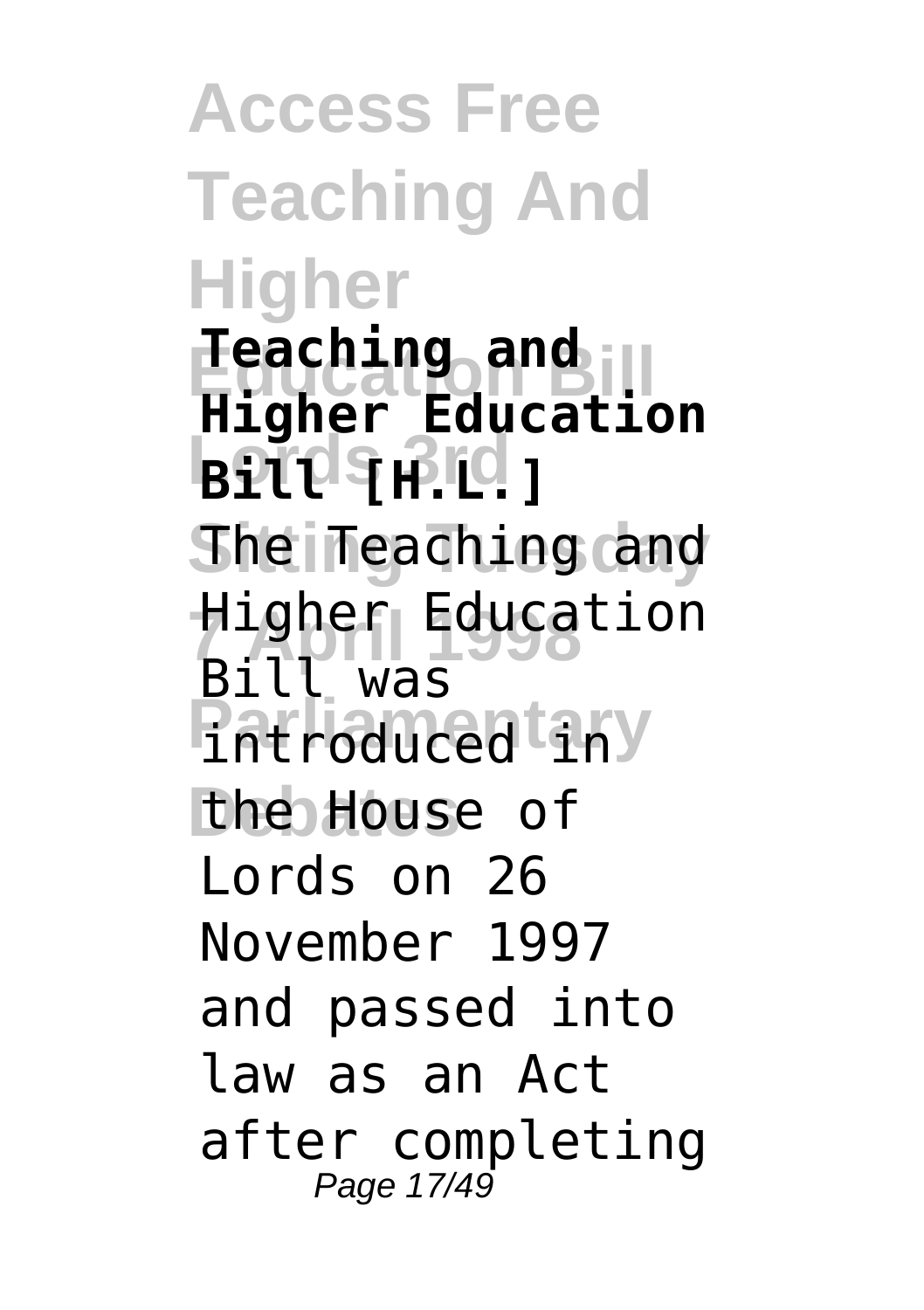**Teaching and Higher Education Bill [H.L.]**

The Teaching and Higher Education Bill was introduced in the House of Lords on 26 November 1997 and passed into law as an Act after completing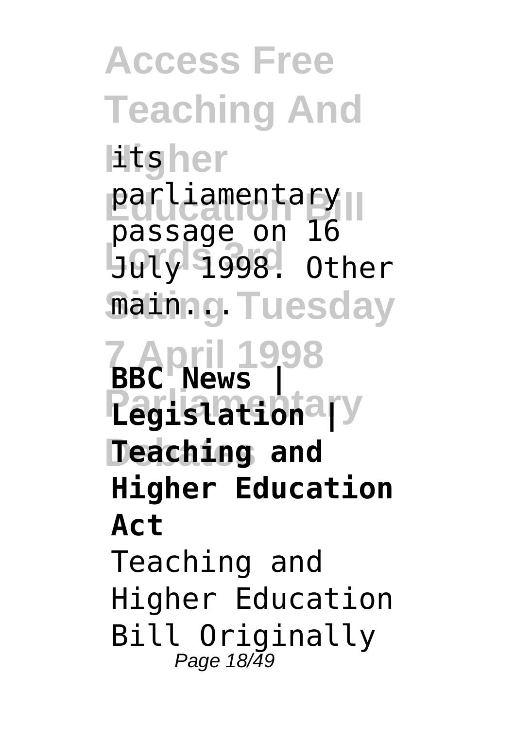its parliamentary passage on 16 July 1998. Other main...

**BBC News | Parliamentary Legislation | Teaching and Higher Education Act**

Teaching and Higher Education Bill Originally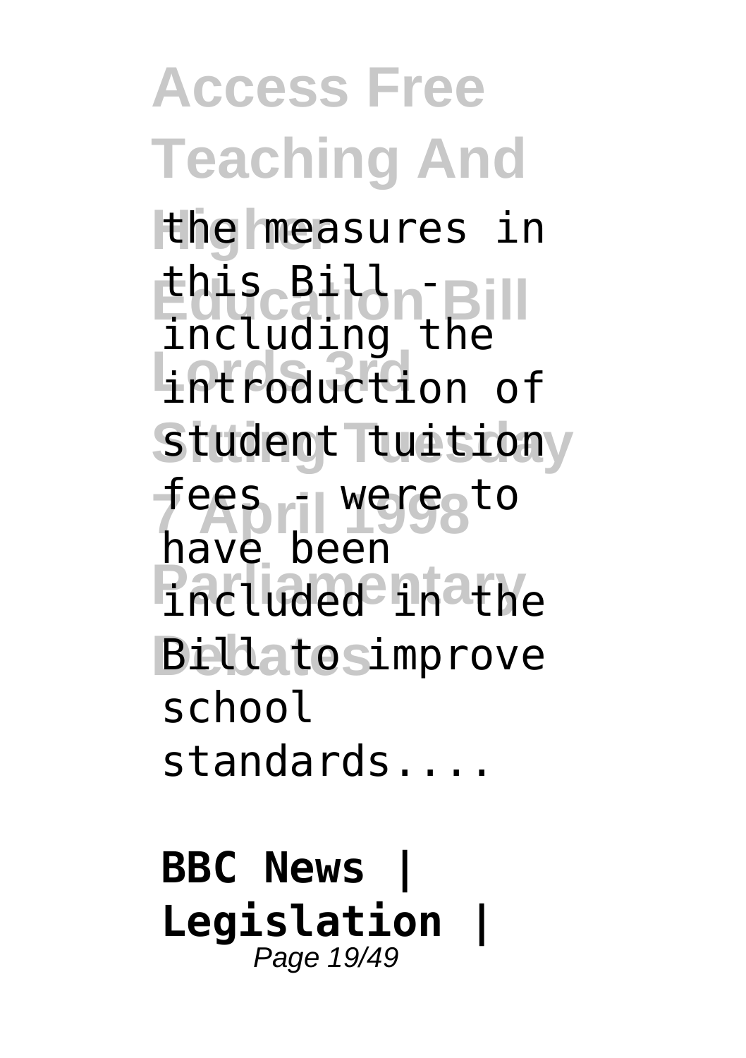the measures in this Bill - including the introduction of student tuition fees - were to have been included in the Bill to improve school standards....

**BBC News | Legislation |**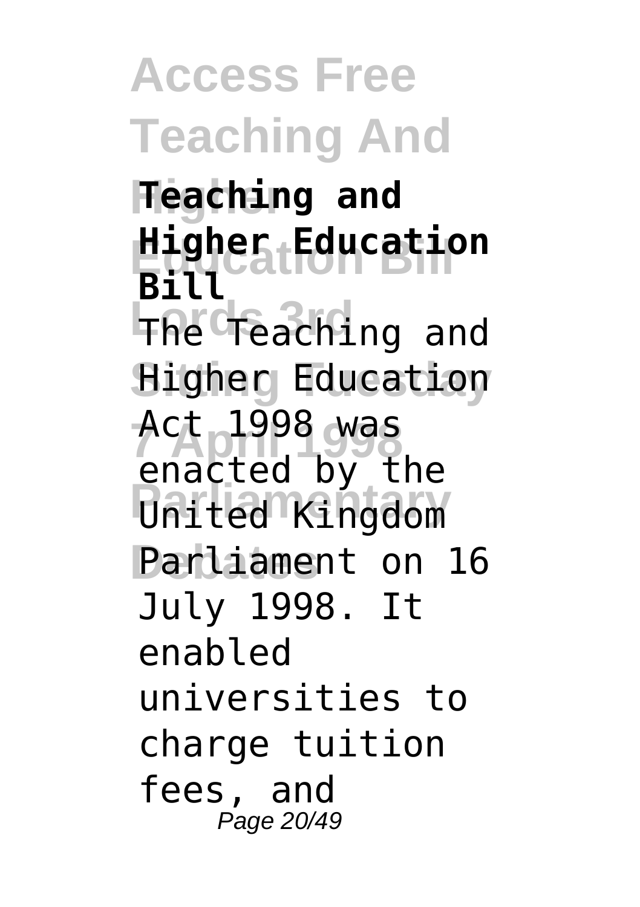**Teaching and Higher Education Bill**

The Teaching and Higher Education Act 1998 was enacted by the United Kingdom Parliament on 16 July 1998. It enabled universities to charge tuition fees, and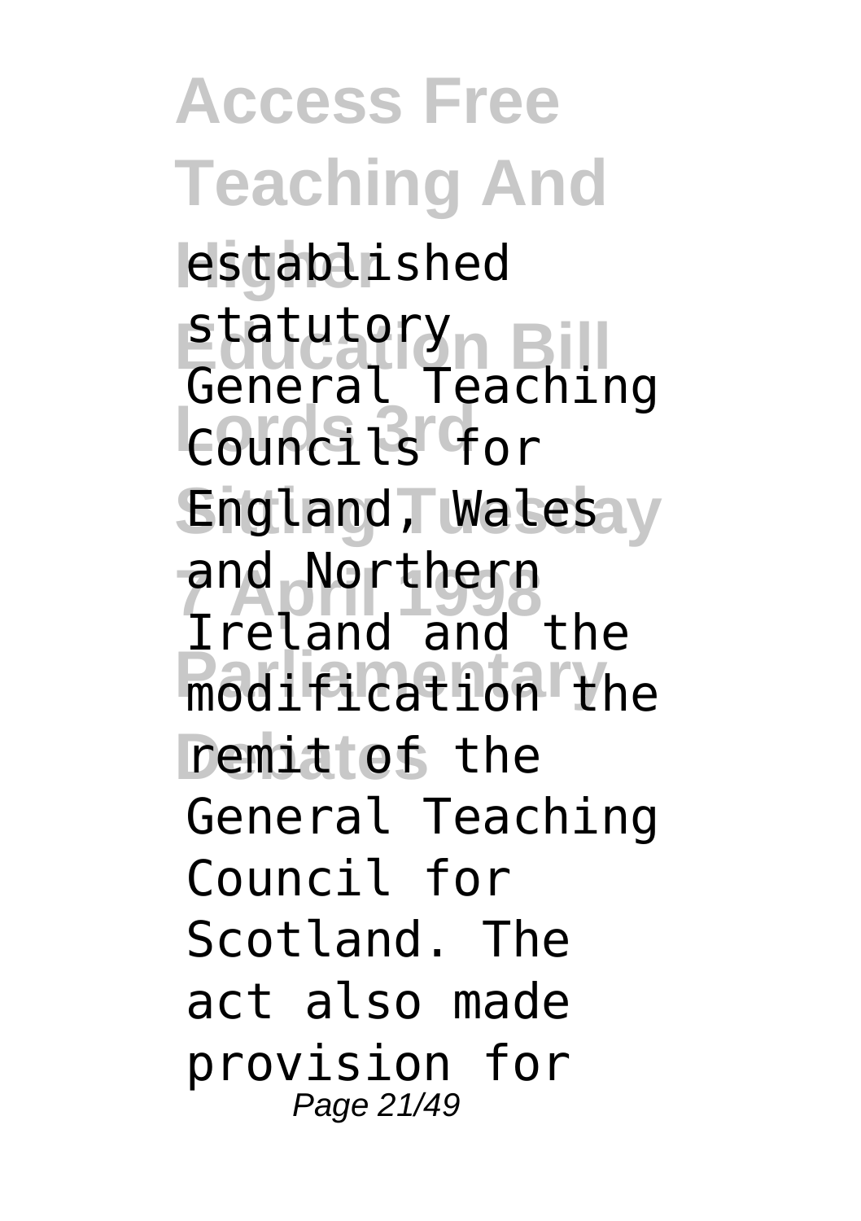established statutory General Teaching Councils for England, Wales and Northern Ireland and the modification the remit of the General Teaching Council for Scotland. The act also made provision for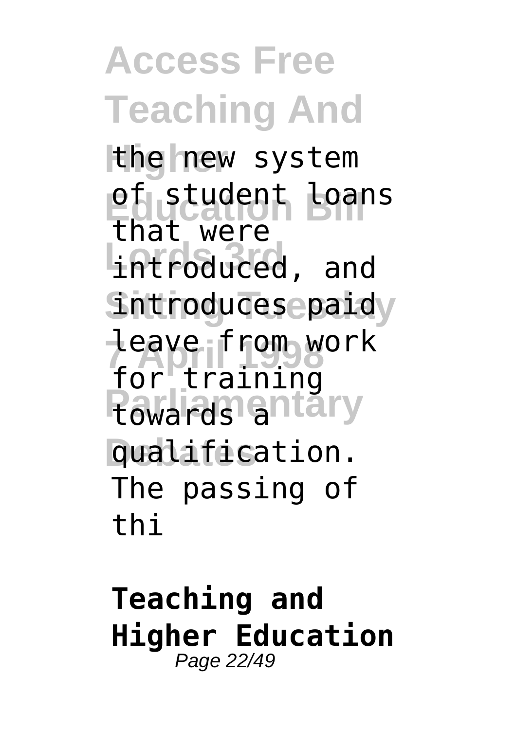the new system of student loans that were introduced, and introduces paid leave from work for training towards a qualification. The passing of thi

**Teaching and Higher Education**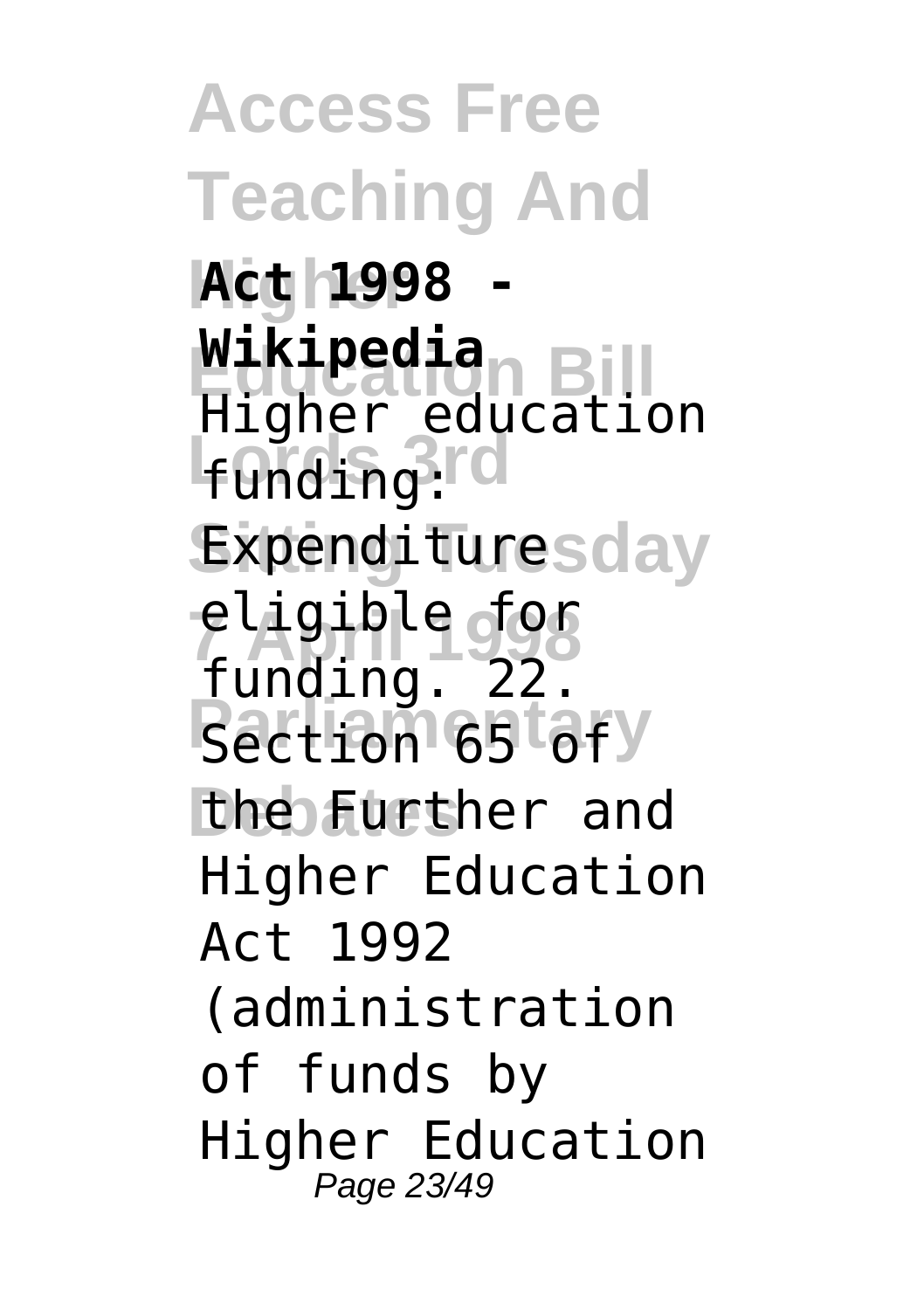**Act 1998 - Wikipedia**

Higher education funding: Expenditure eligible for funding. 22. Section 65 of the Further and Higher Education Act 1992 (administration of funds by Higher Education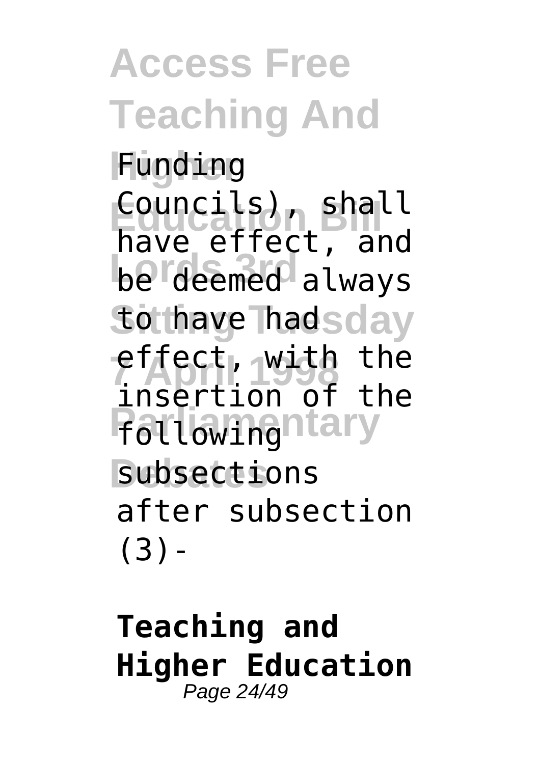Funding Councils), shall have effect, and be deemed always to have had effect, with the insertion of the following subsections after subsection (3)-

**Teaching and Higher Education**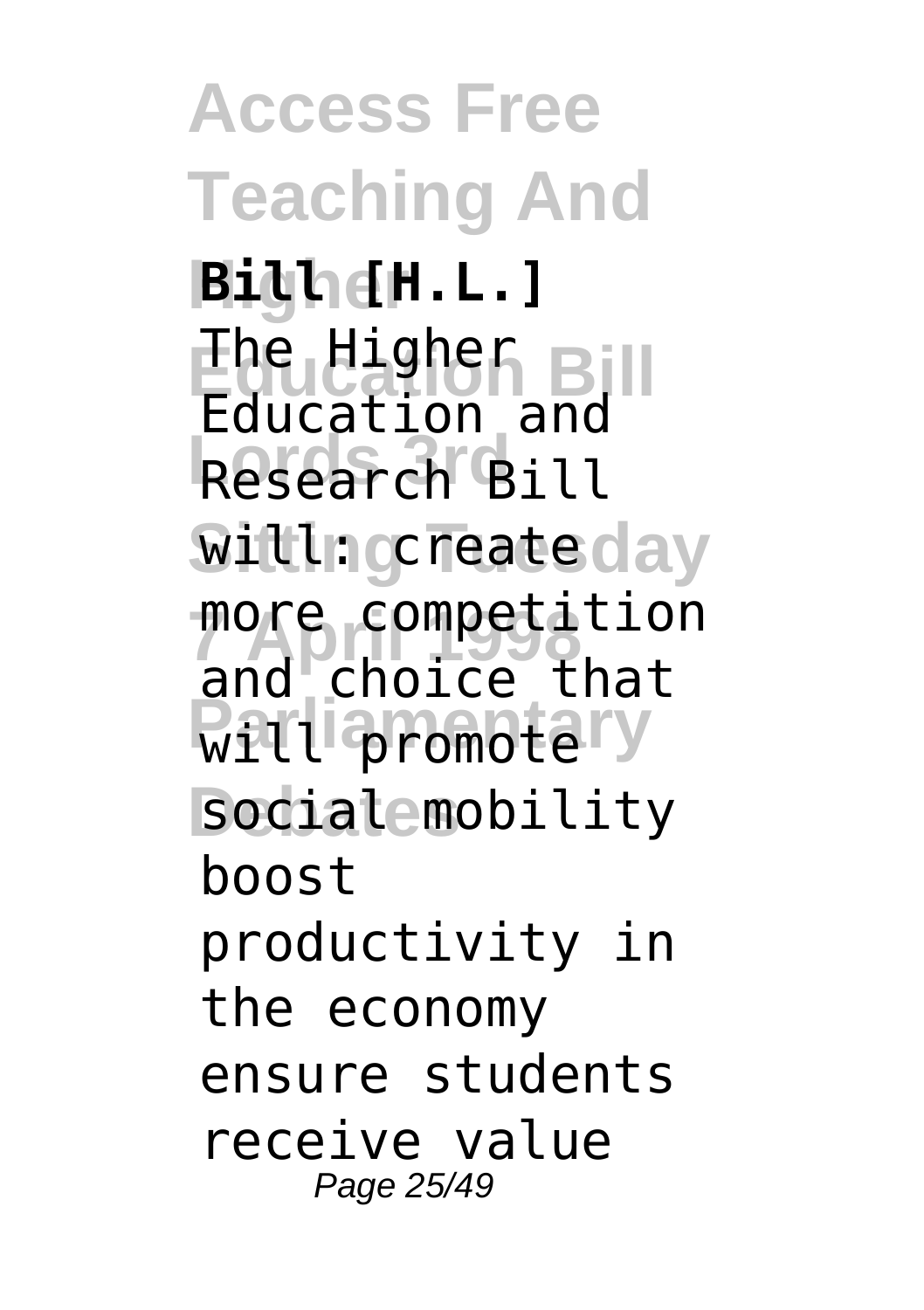**Bill [H.L.]**

The Higher Education and Research Bill will: create more competition and choice that will promote social mobility boost productivity in the economy ensure students receive value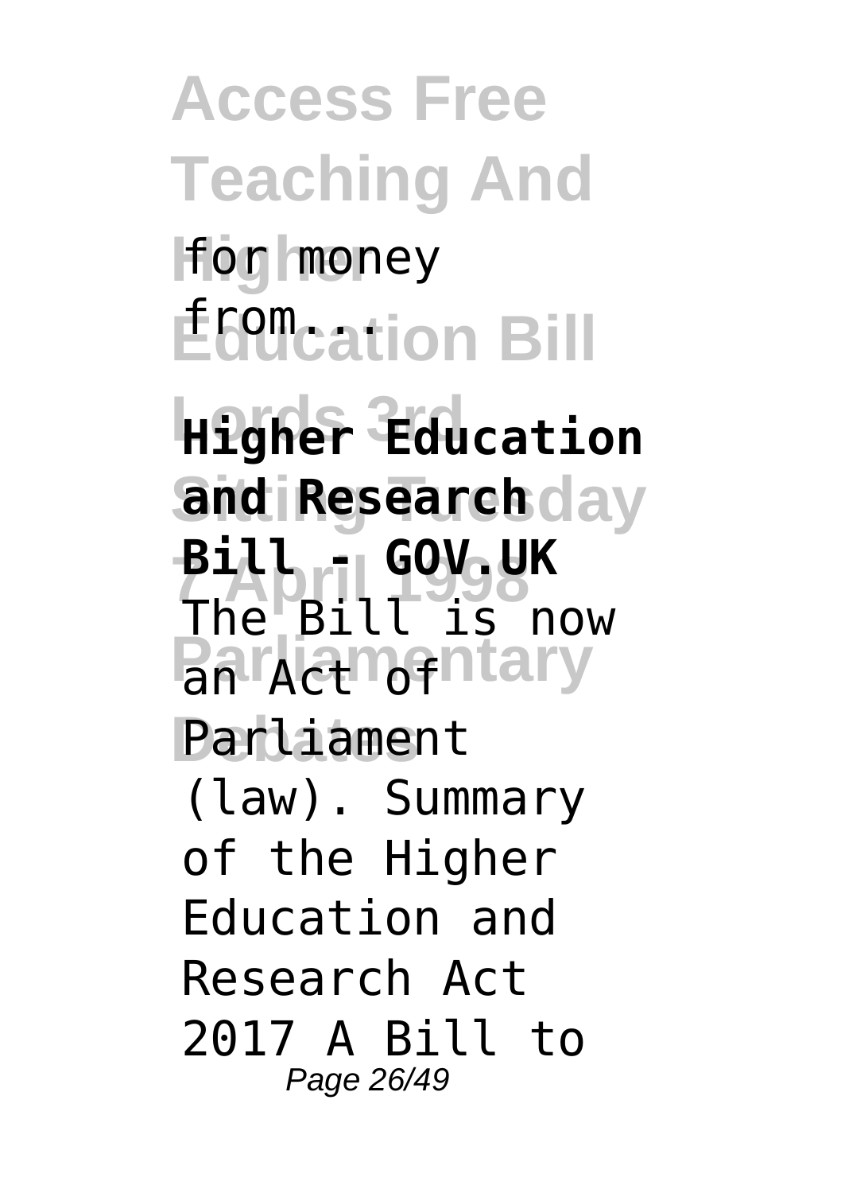for money from...

**Higher Education and Research Bill - GOV.UK**

The Bill is now an Act of Parliament (law). Summary of the Higher Education and Research Act 2017 A Bill to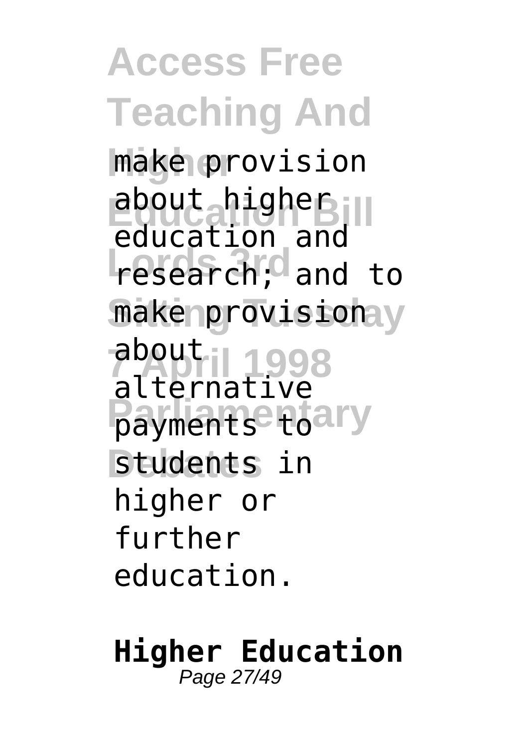make provision about higher education and research; and to make provision about alternative payments to students in higher or further education.

**Higher Education**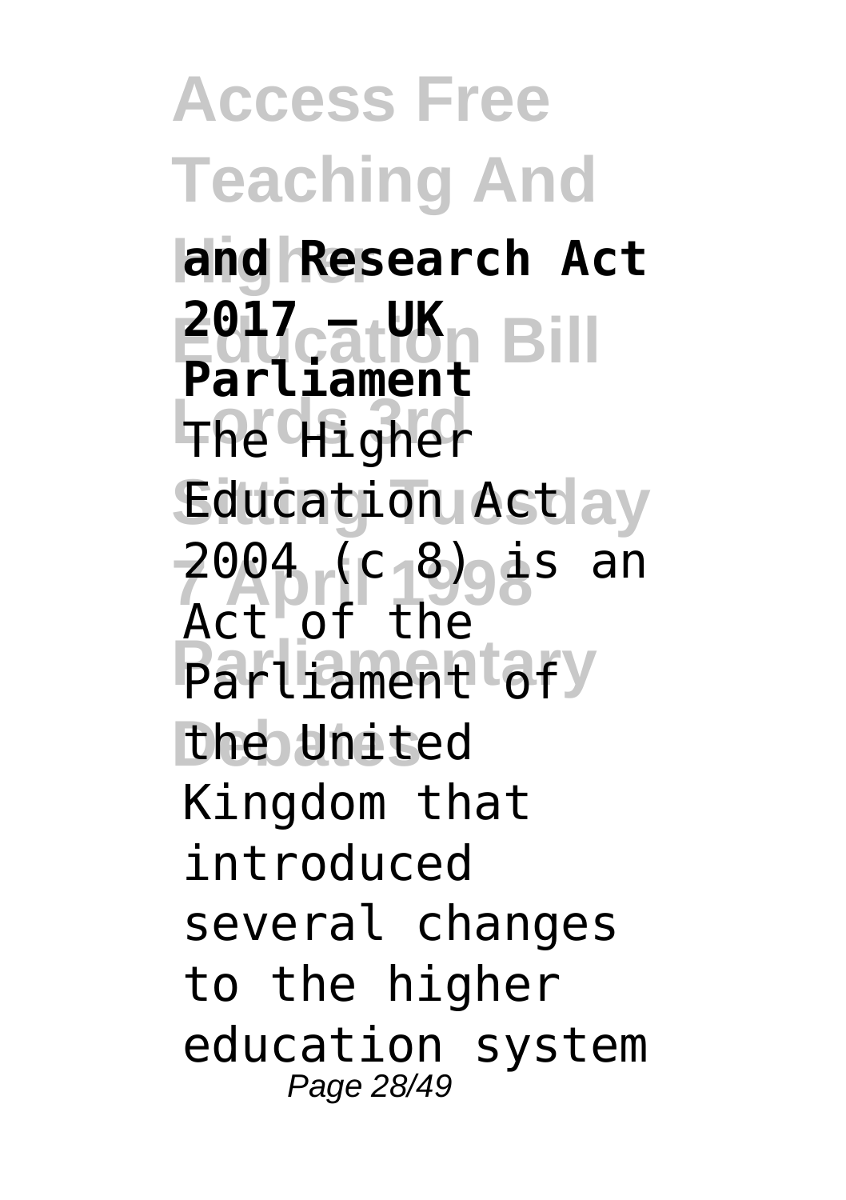**and Research Act 2017 – UK Parliament**

The Higher Education Act 2004 (c 8) is an Act of the Parliament of the United Kingdom that introduced several changes to the higher education system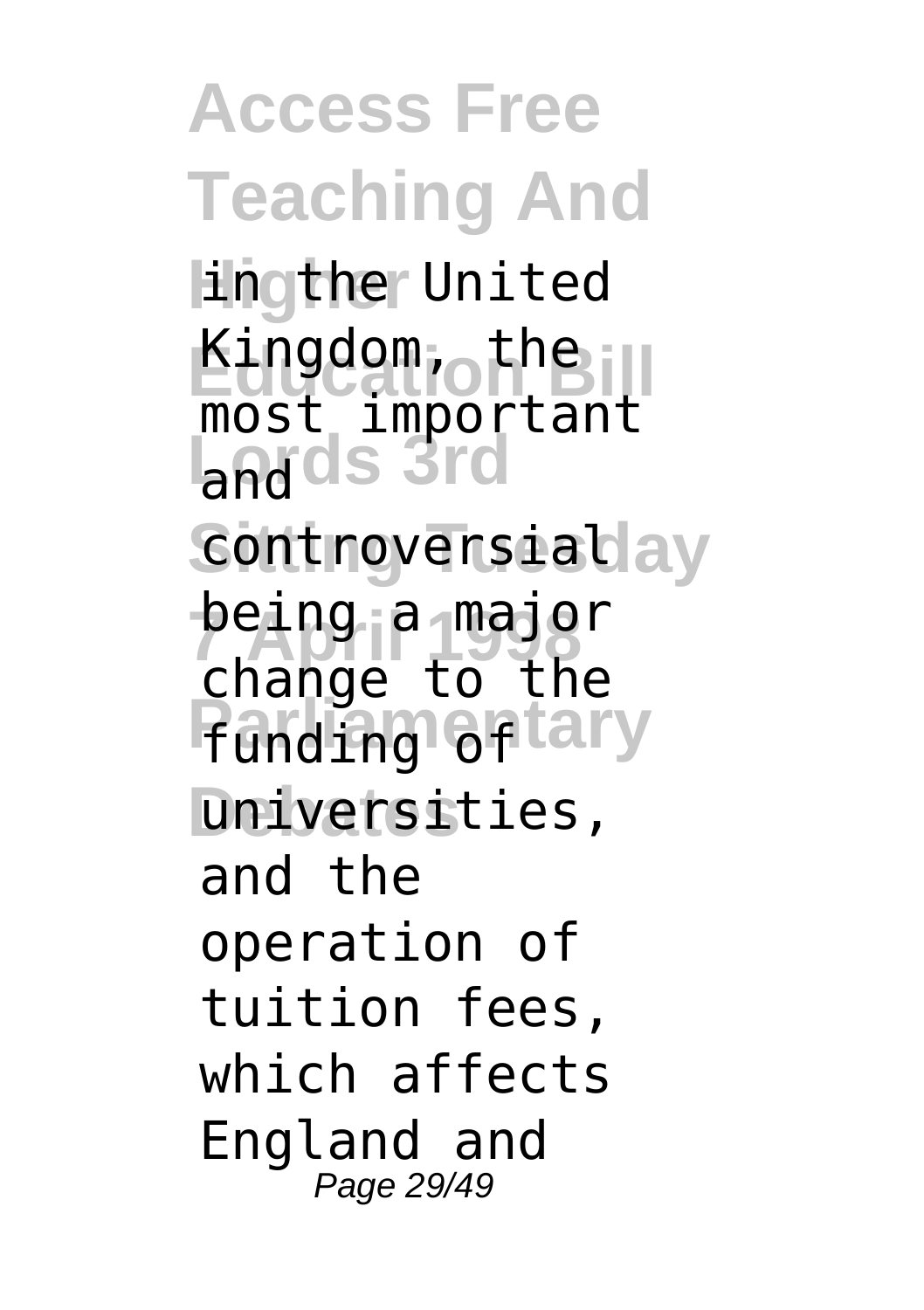in the United Kingdom, the most important and controversial being a major change to the funding of universities, and the operation of tuition fees, which affects England and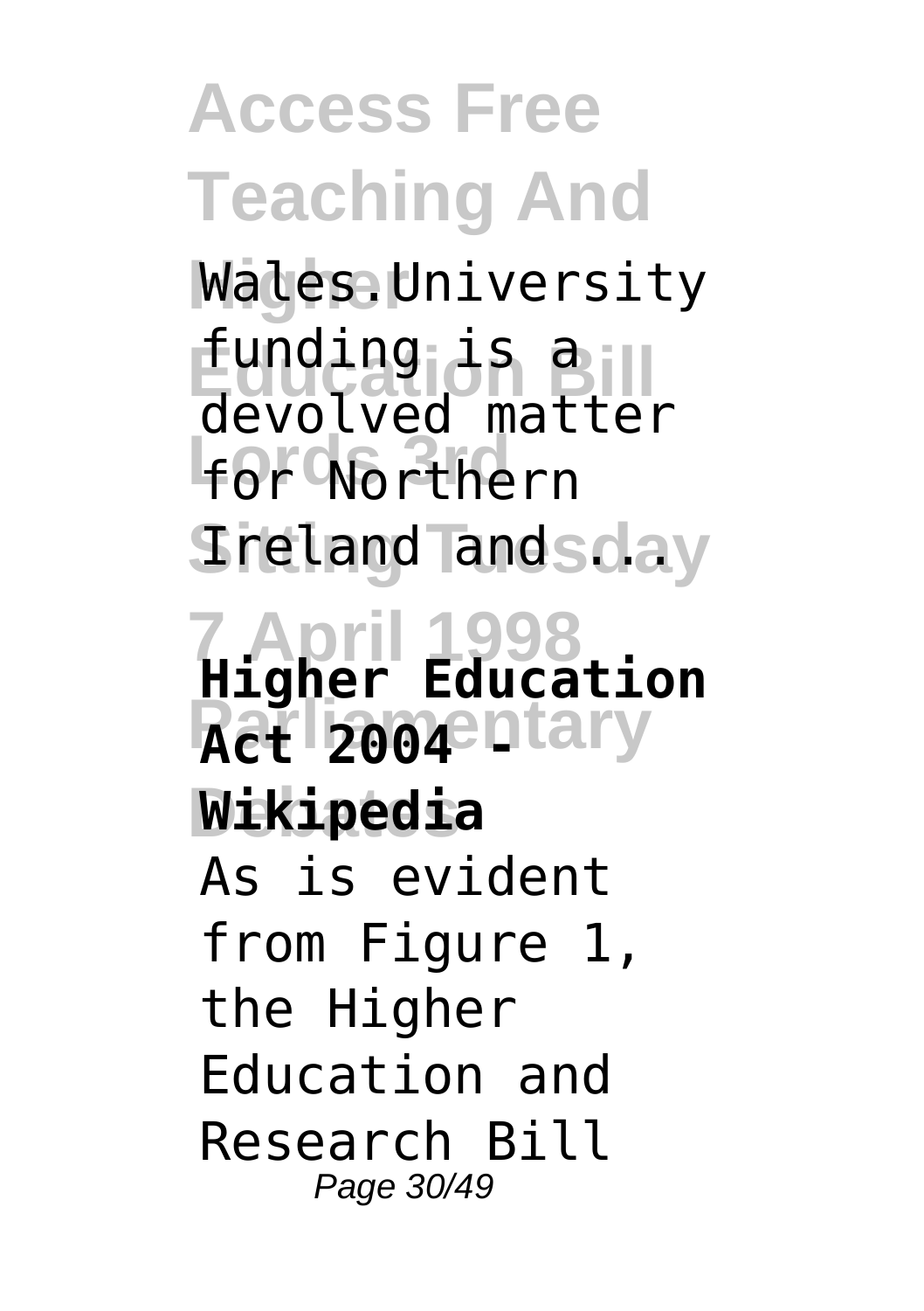Wales.University funding is a devolved matter for Northern Ireland and ...

**Higher Education Act 2004 - Wikipedia**

As is evident from Figure 1, the Higher Education and Research Bill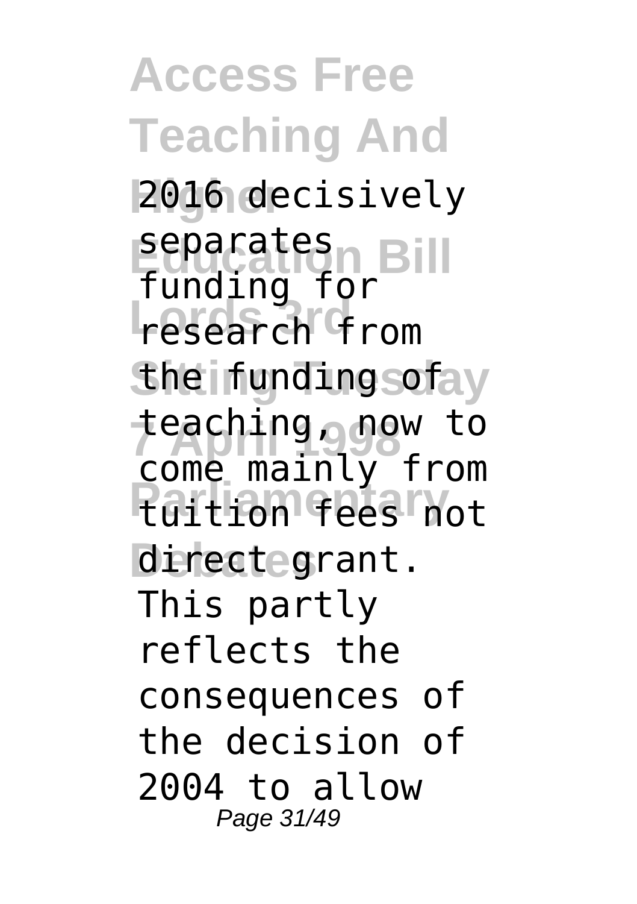2016 decisively separates funding for research from the funding of teaching, now to come mainly from tuition fees not direct grant. This partly reflects the consequences of the decision of 2004 to allow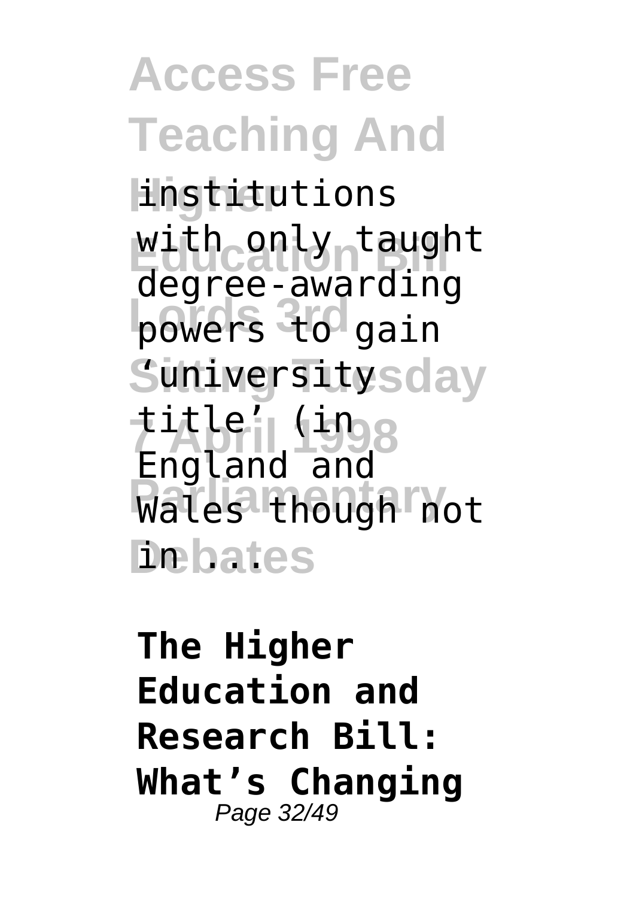institutions with only taught degree-awarding powers to gain 'university title' (in England and Wales though not in ...

**The Higher Education and Research Bill: What's Changing**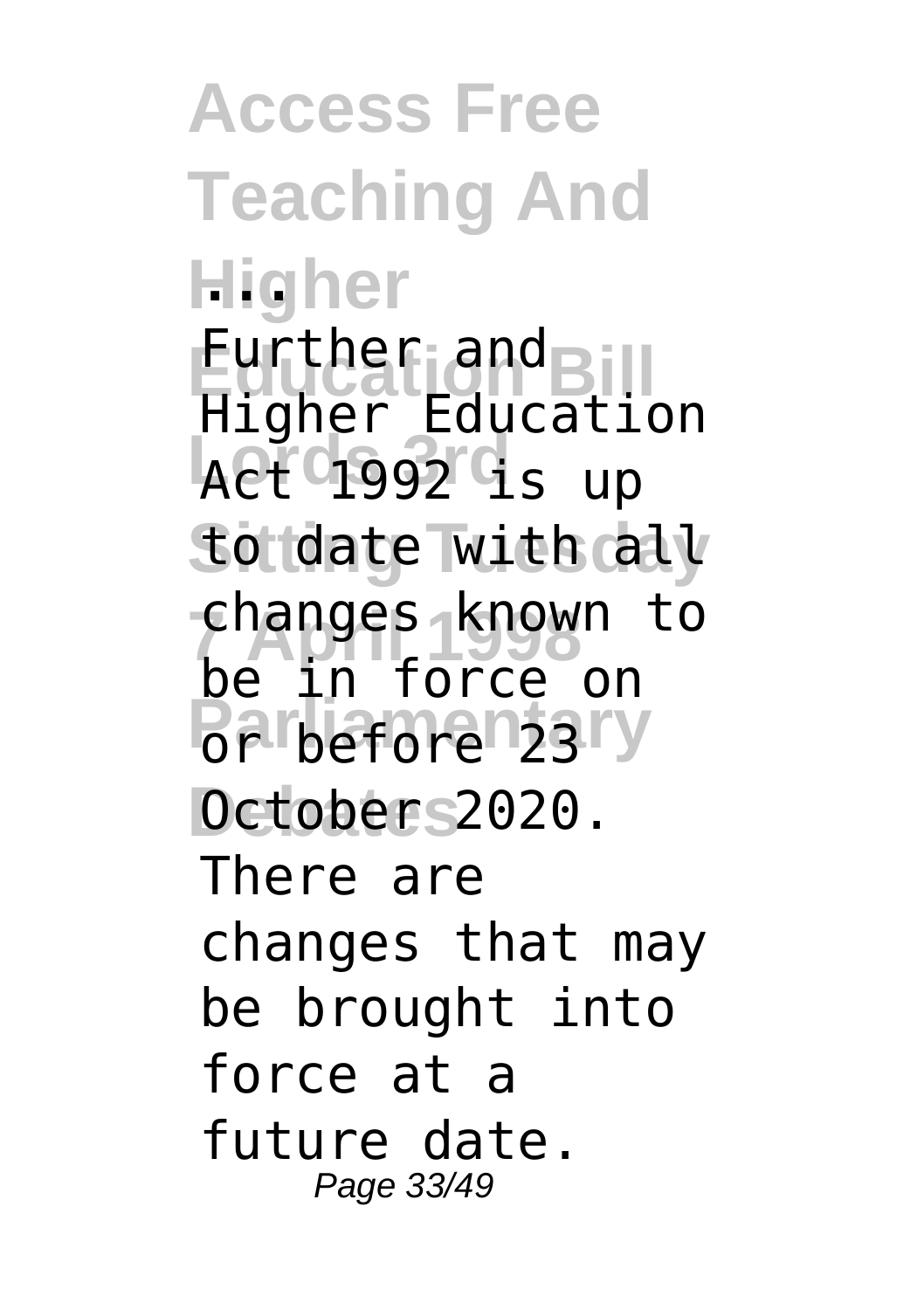...

Further and Higher Education Act 1992 is up to date with all changes known to be in force on or before 23 October 2020. There are changes that may be brought into force at a future date.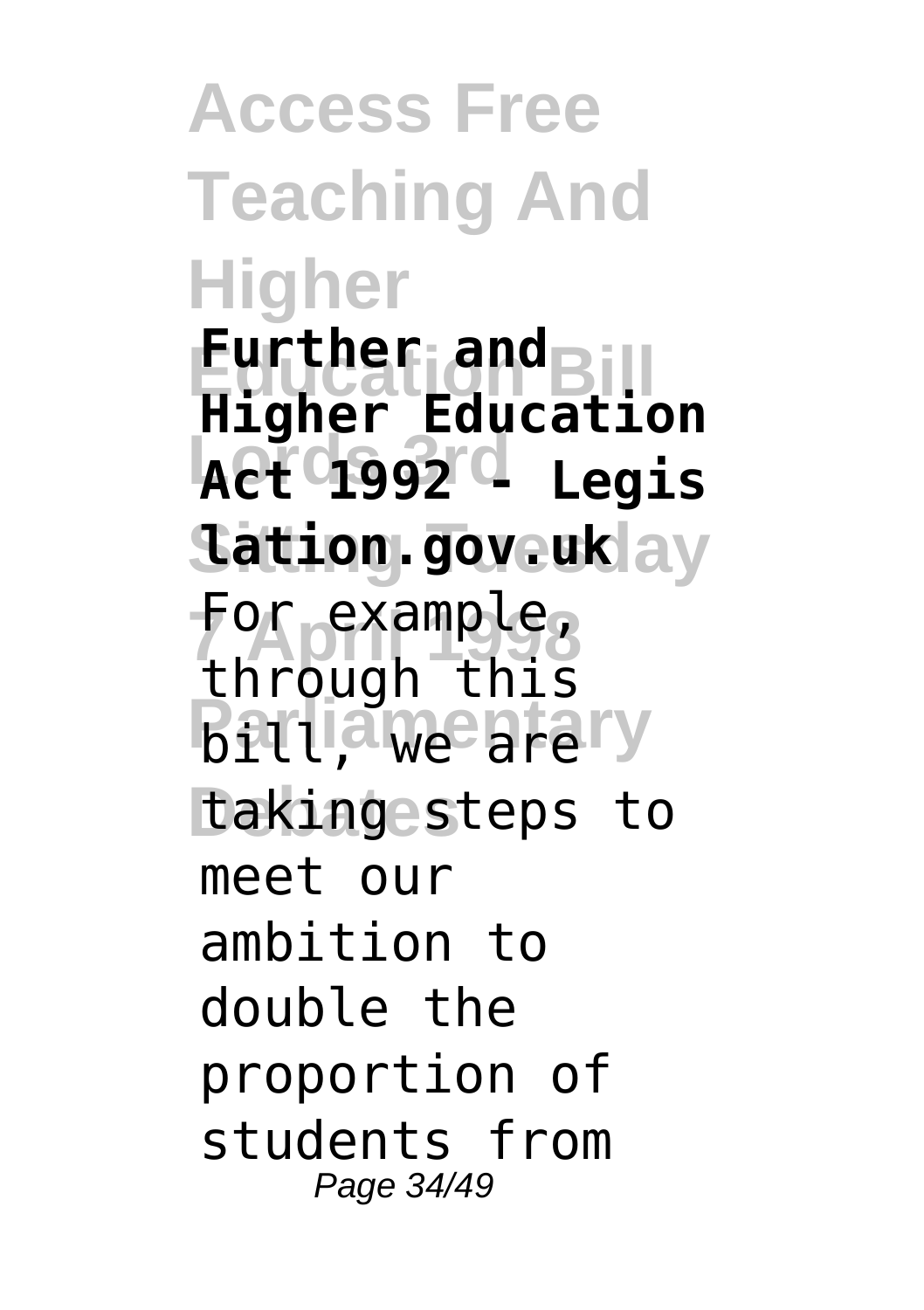**Further and Higher Education Act 1992 - Legislation.gov.uk**

For example, through this bill, we are taking steps to meet our ambition to double the proportion of students from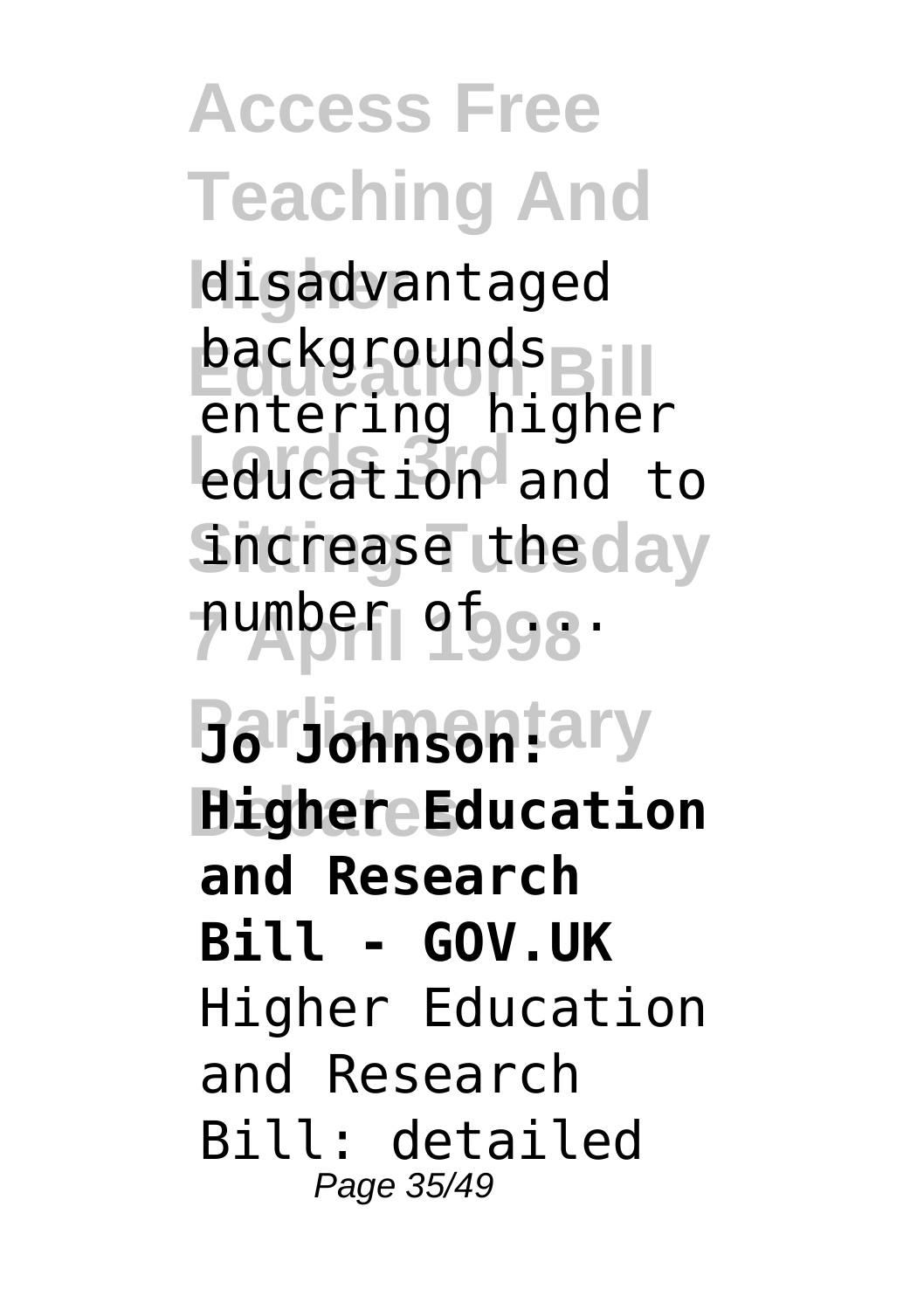disadvantaged backgrounds entering higher education and to increase the number of ...

**Jo Johnson: Higher Education and Research Bill - GOV.UK**

Higher Education and Research Bill: detailed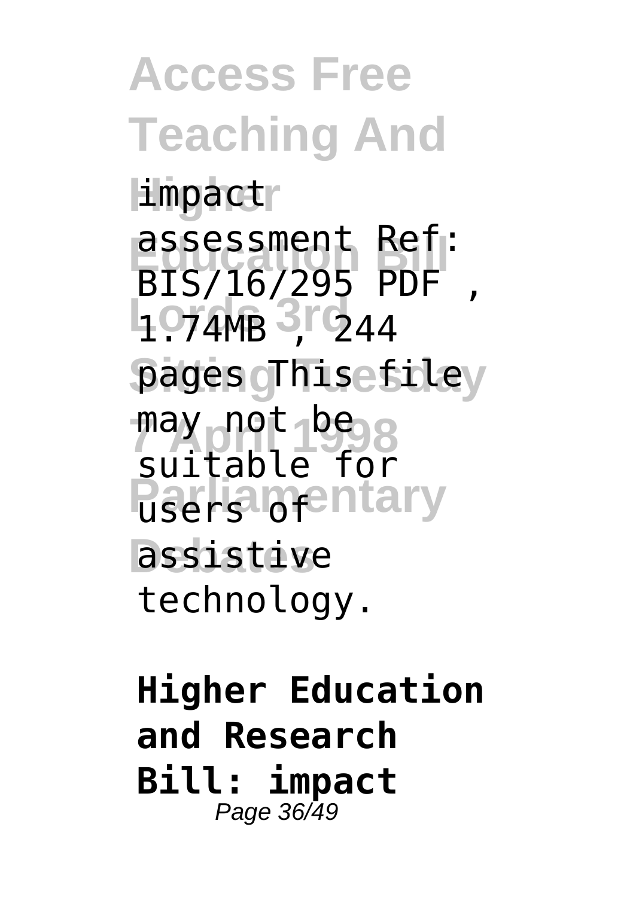impact assessment Ref: BIS/16/295 PDF , 1.74MB , 244 pages This file may not be suitable for users of assistive technology.

**Higher Education and Research Bill: impact**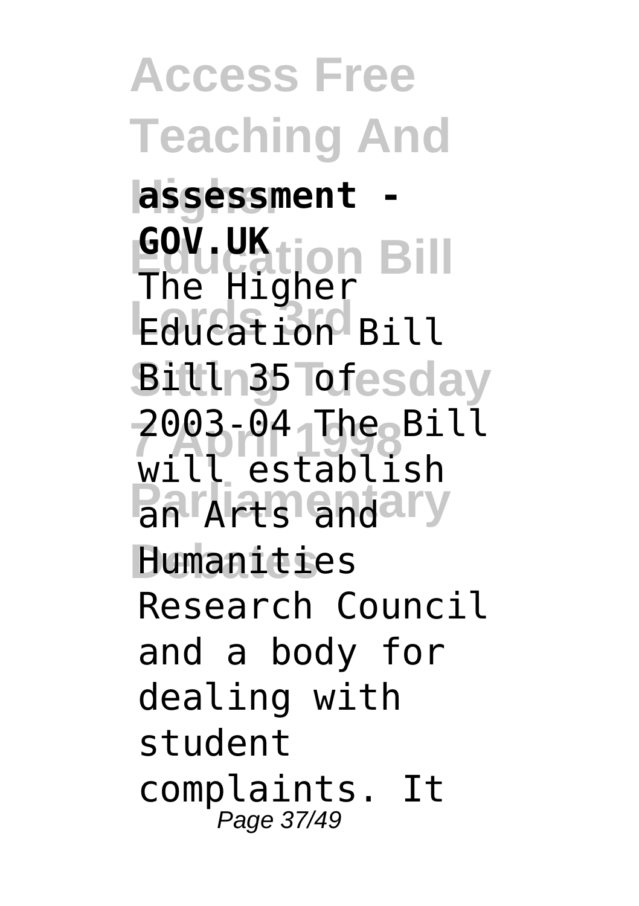**assessment - GOV.UK**

The Higher Education Bill Bill 35 of 2003-04 The Bill will establish an Arts and Humanities Research Council and a body for dealing with student complaints. It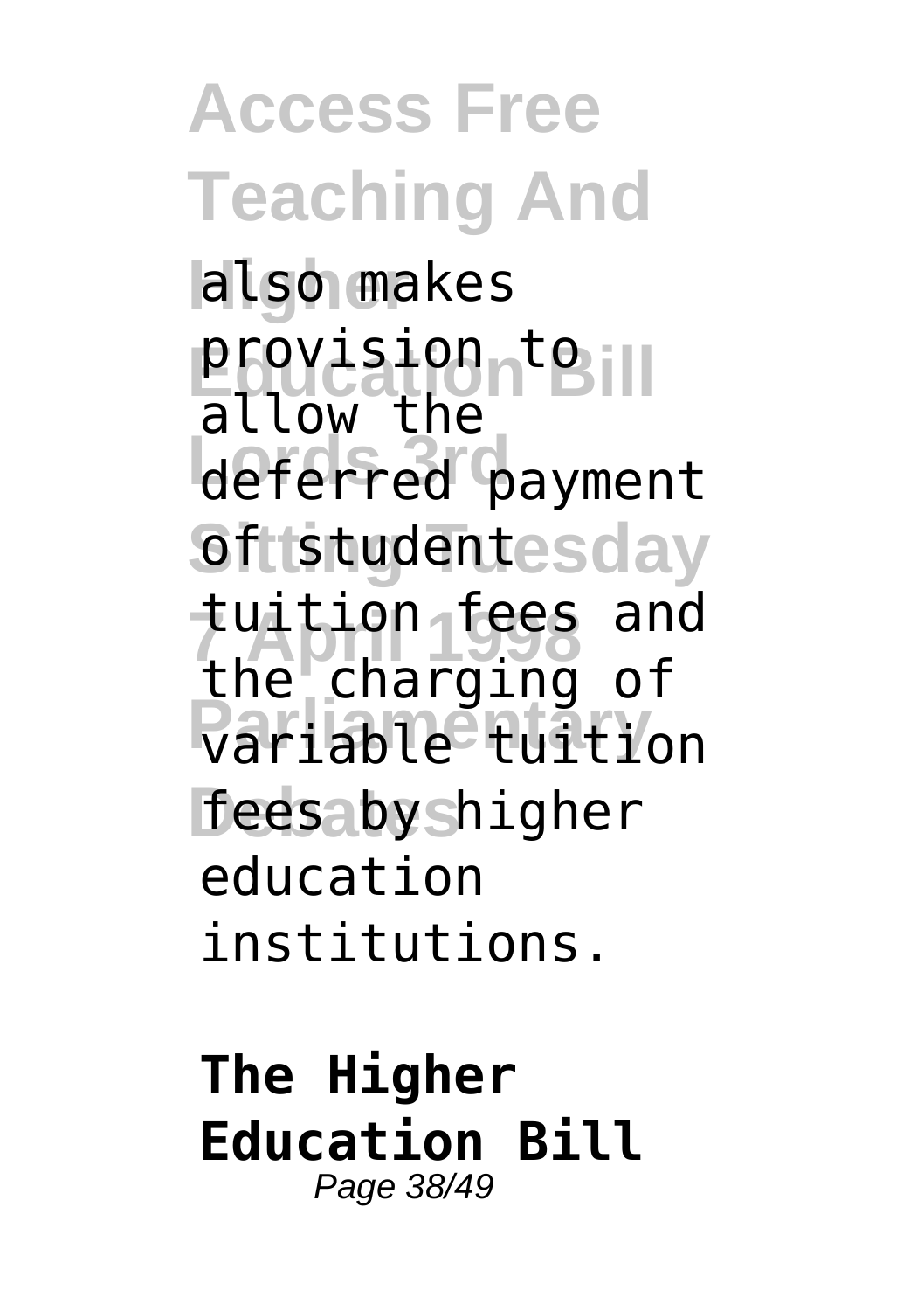also makes provision to allow the deferred payment of student tuition fees and the charging of variable tuition fees by higher education institutions.

**The Higher Education Bill**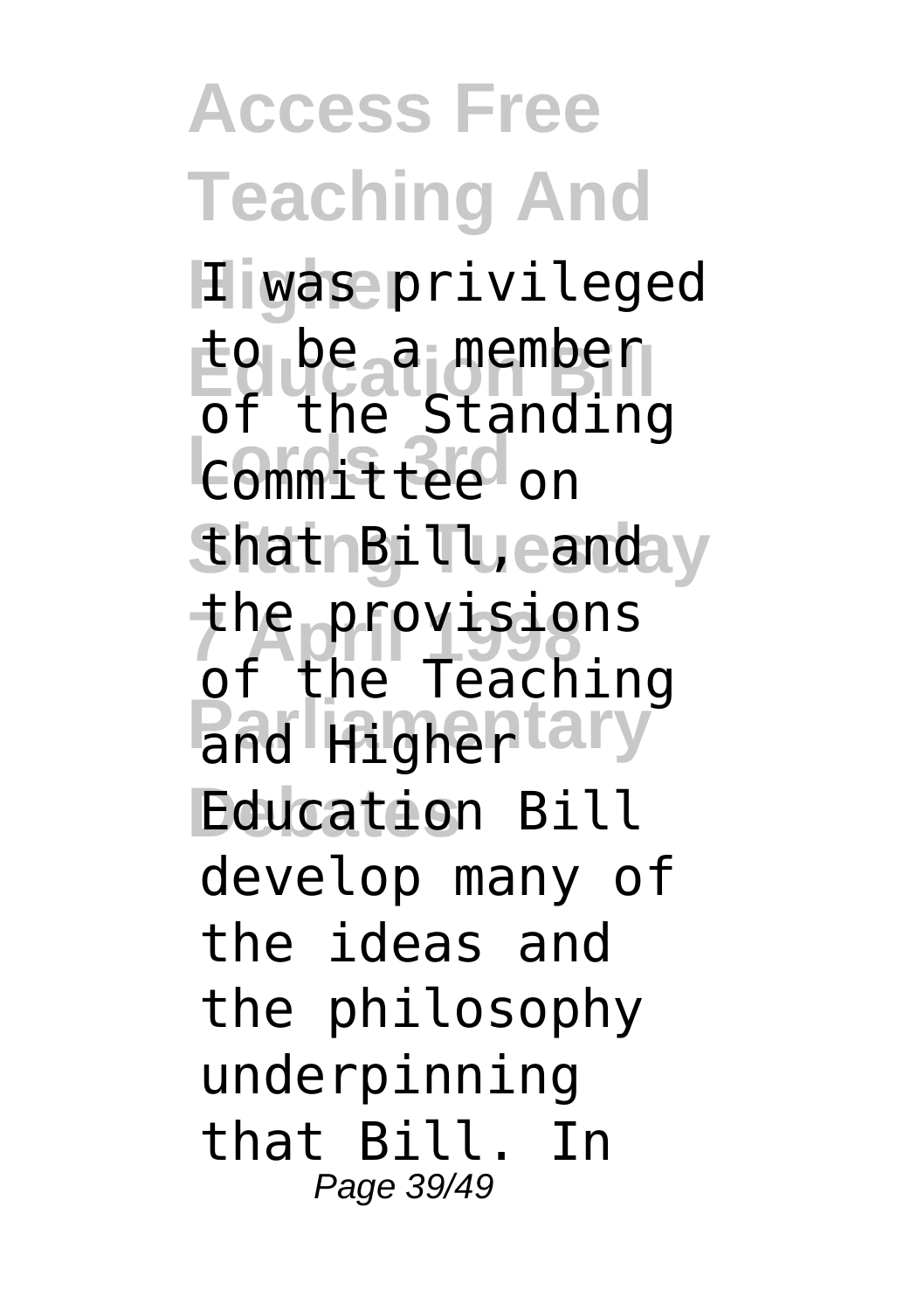I was privileged to be a member of the Standing Committee on that Bill, and the provisions of the Teaching and Higher Education Bill develop many of the ideas and the philosophy underpinning that Bill. In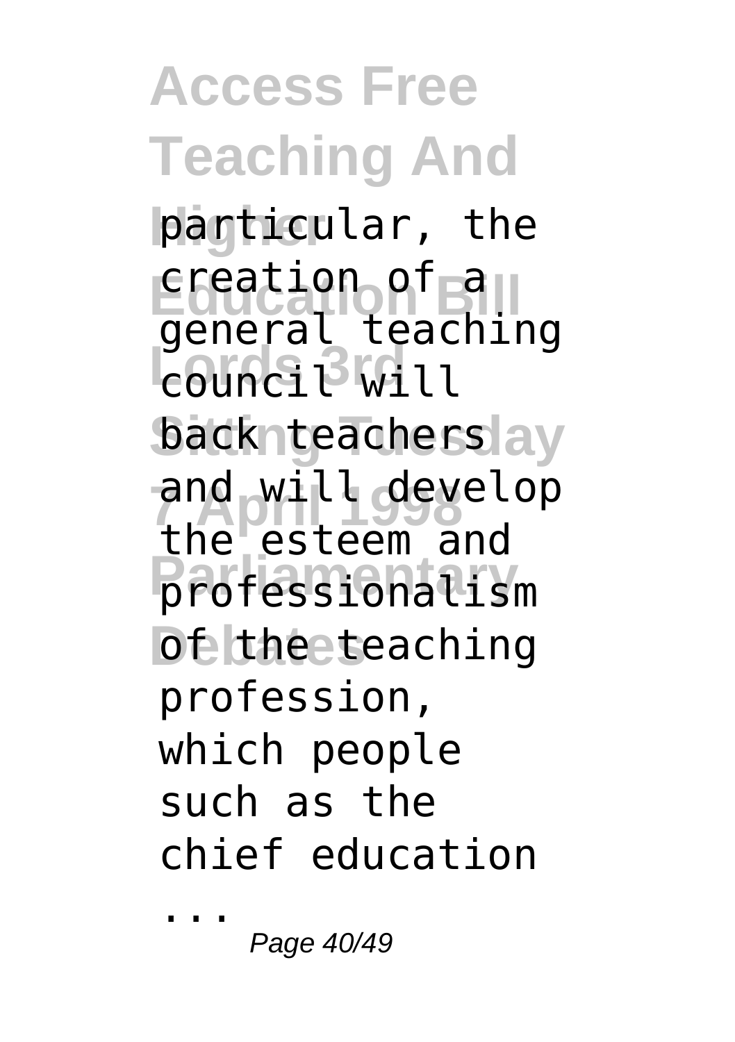particular, the creation of a general teaching council will back teachers and will develop the esteem and professionalism of the teaching profession, which people such as the chief education ...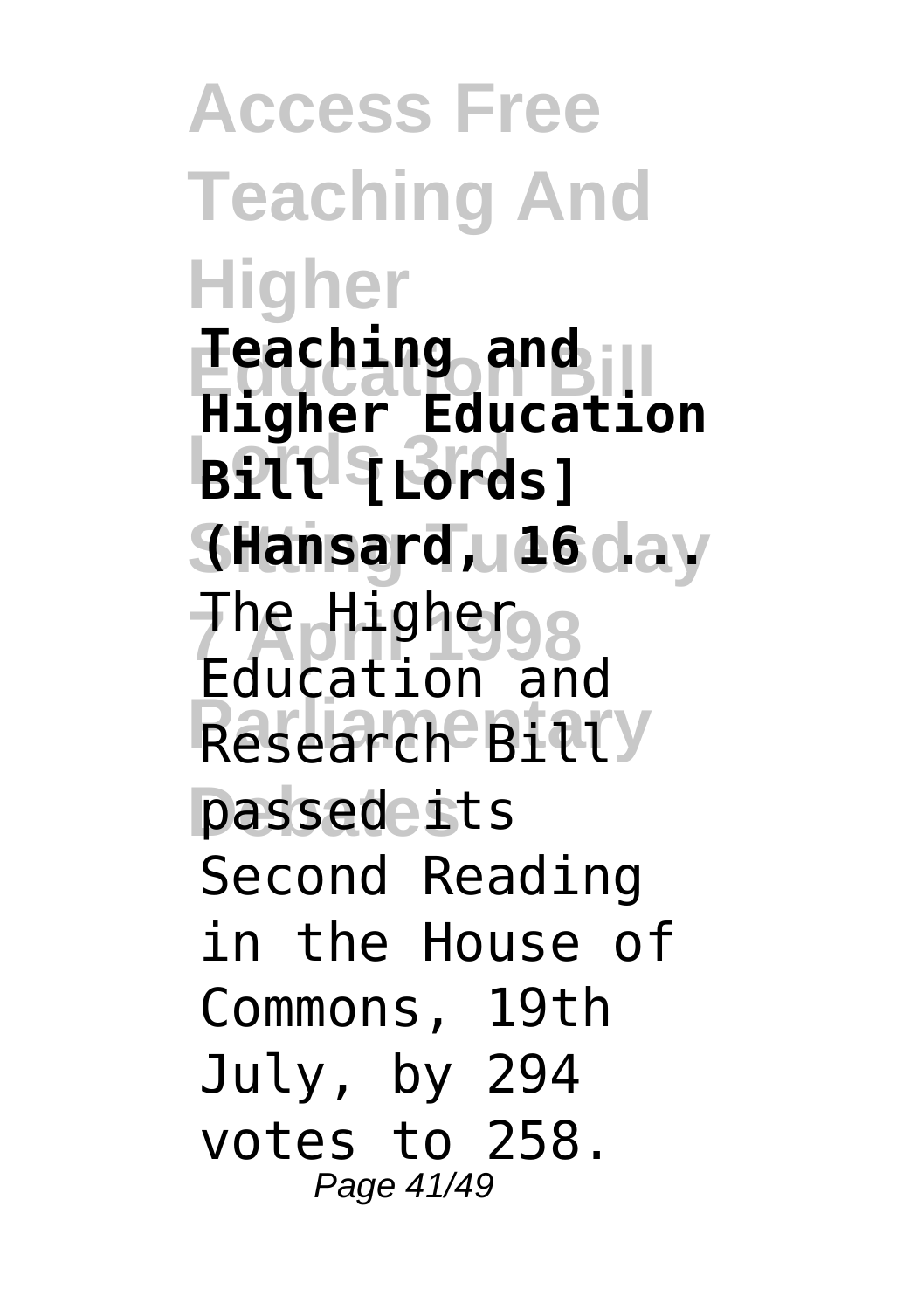**Teaching and Higher Education Bill [Lords] (Hansard, 16 ...**

The Higher Education and Research Bill passed its Second Reading in the House of Commons, 19th July, by 294 votes to 258.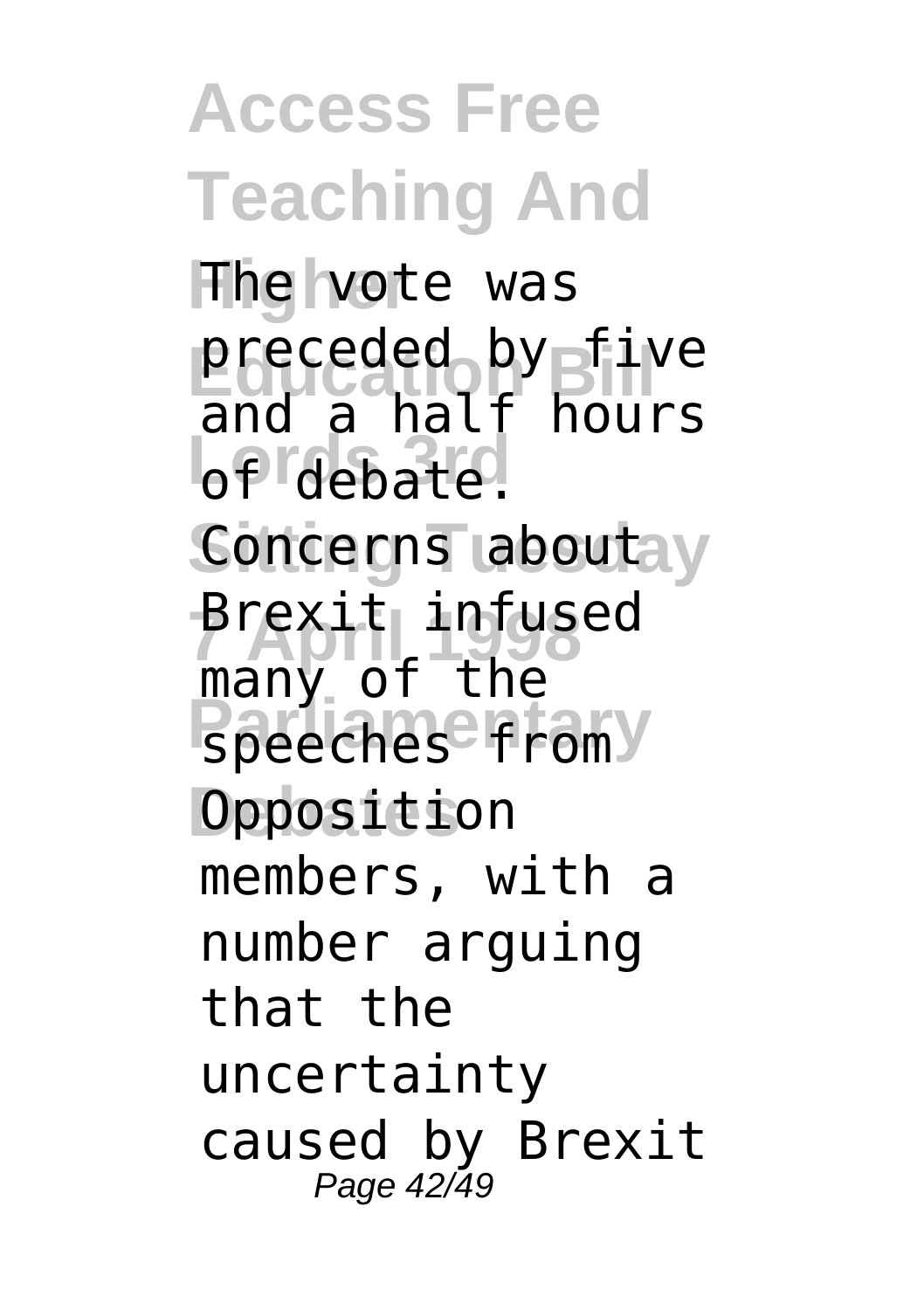The vote was preceded by five and a half hours of debate. Concerns about Brexit infused many of the speeches from Opposition members, with a number arguing that the uncertainty caused by Brexit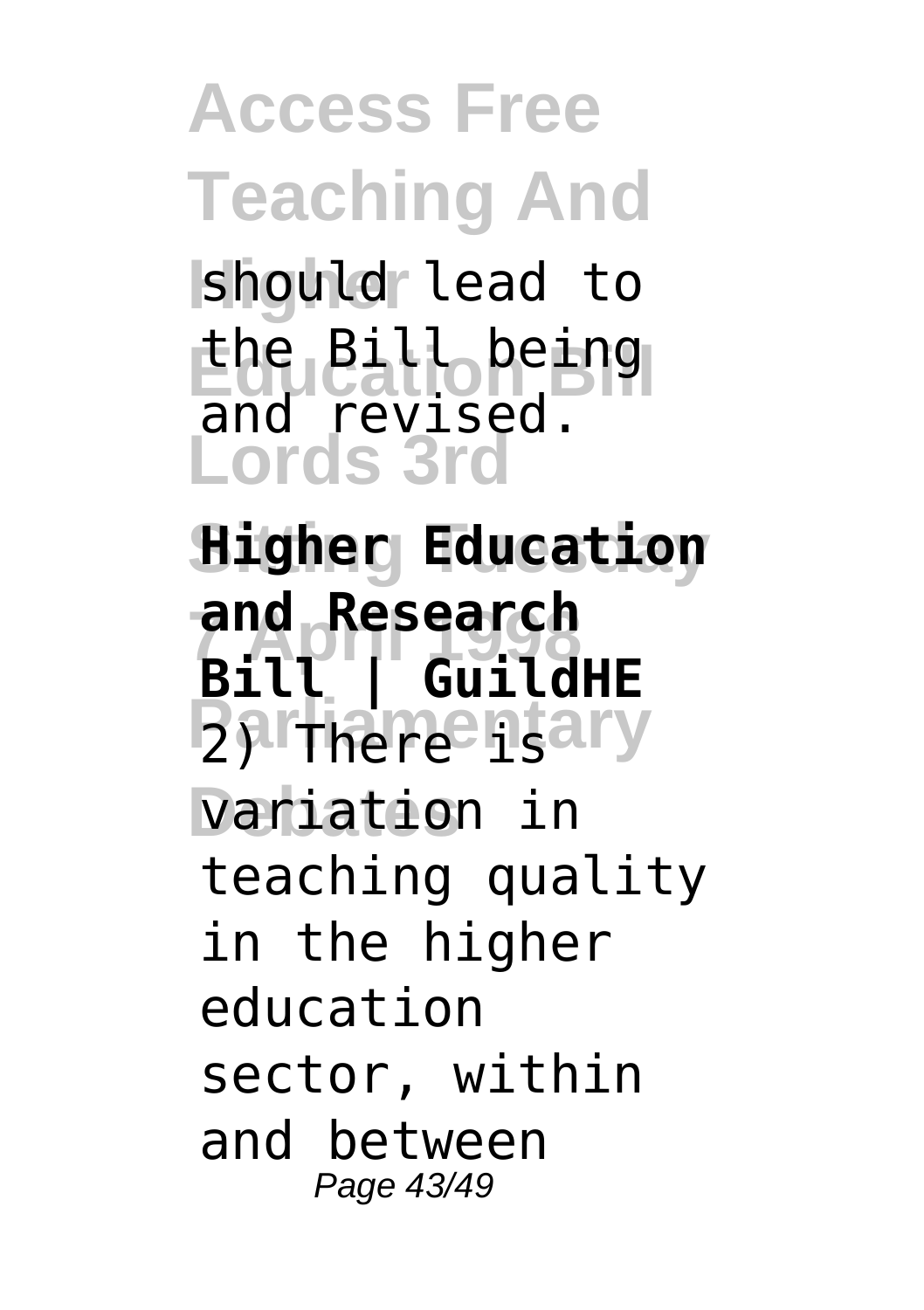should lead to the Bill being and revised.

**Higher Education and Research Bill | GuildHE**

2) There is variation in teaching quality in the higher education sector, within and between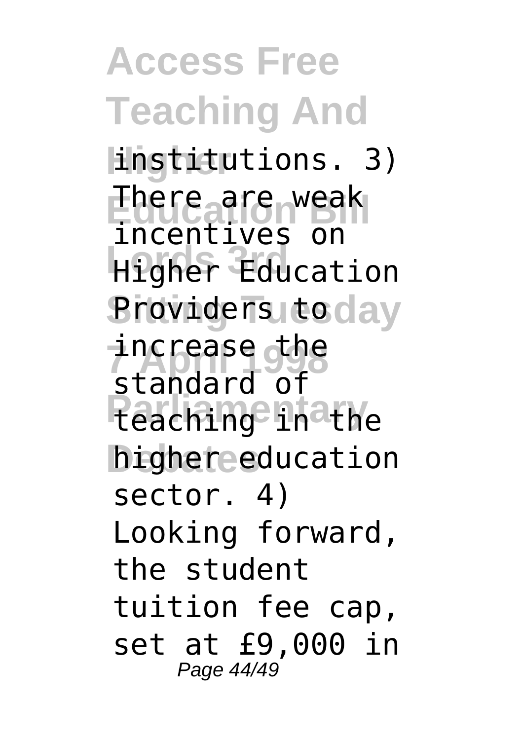institutions. 3) There are weak incentives on Higher Education Providers to increase the standard of teaching in the higher education sector. 4) Looking forward, the student tuition fee cap, set at £9,000 in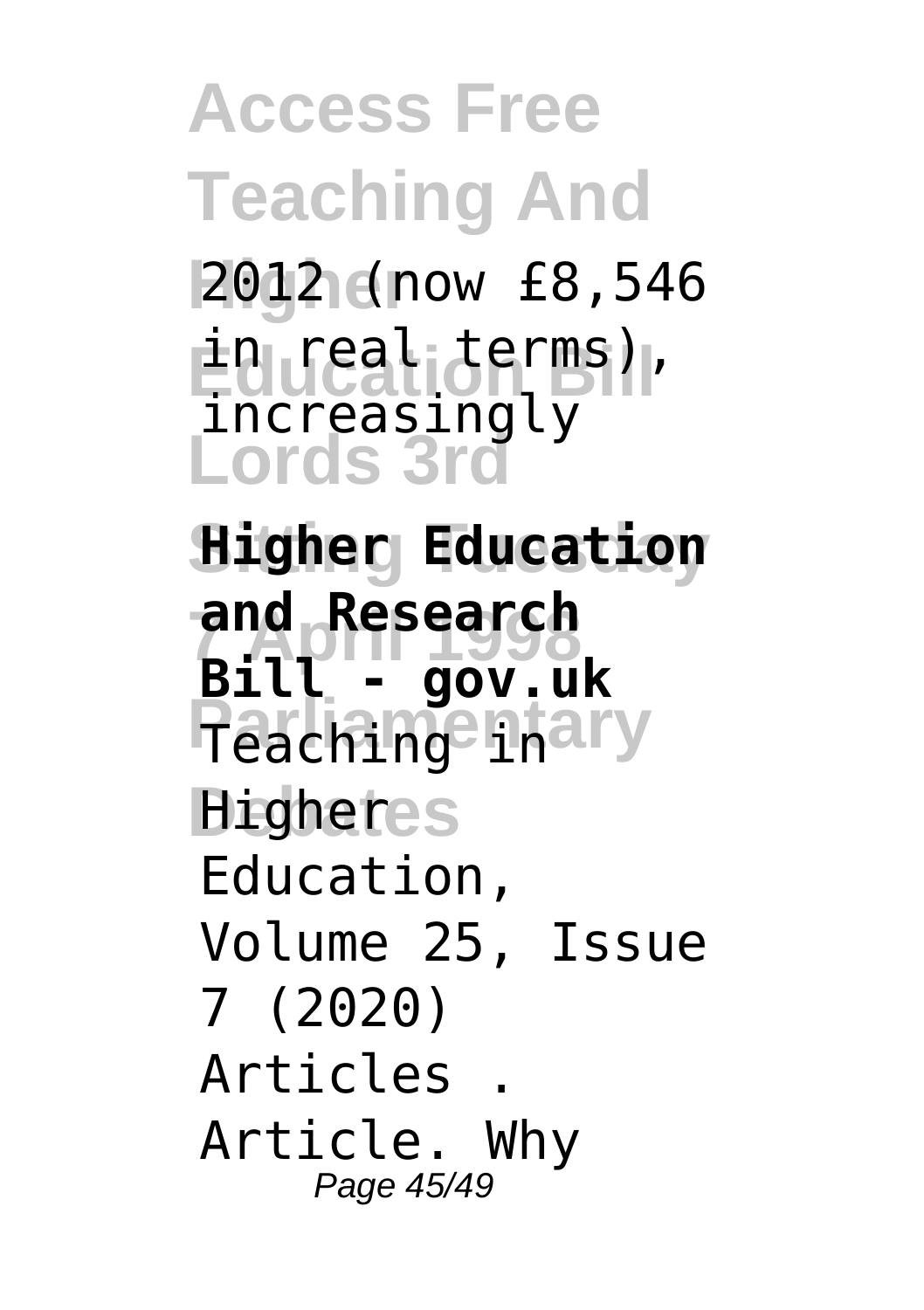2012 (now £8,546 in real terms), increasingly

**Higher Education and Research Bill - gov.uk**

Teaching in Higher Education, Volume 25, Issue 7 (2020) Articles . Article. Why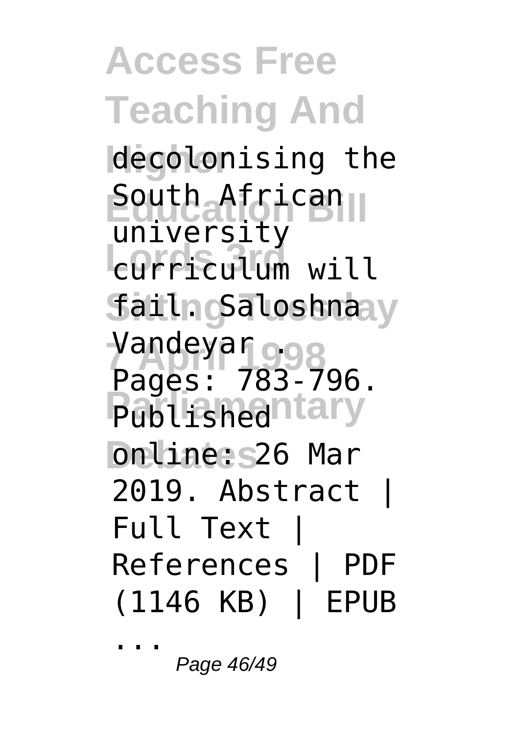decolonising the South African university curriculum will fail. Saloshna Vandeyar . Pages: 783-796. Published online: 26 Mar 2019. Abstract | Full Text | References | PDF (1146 KB) | EPUB ...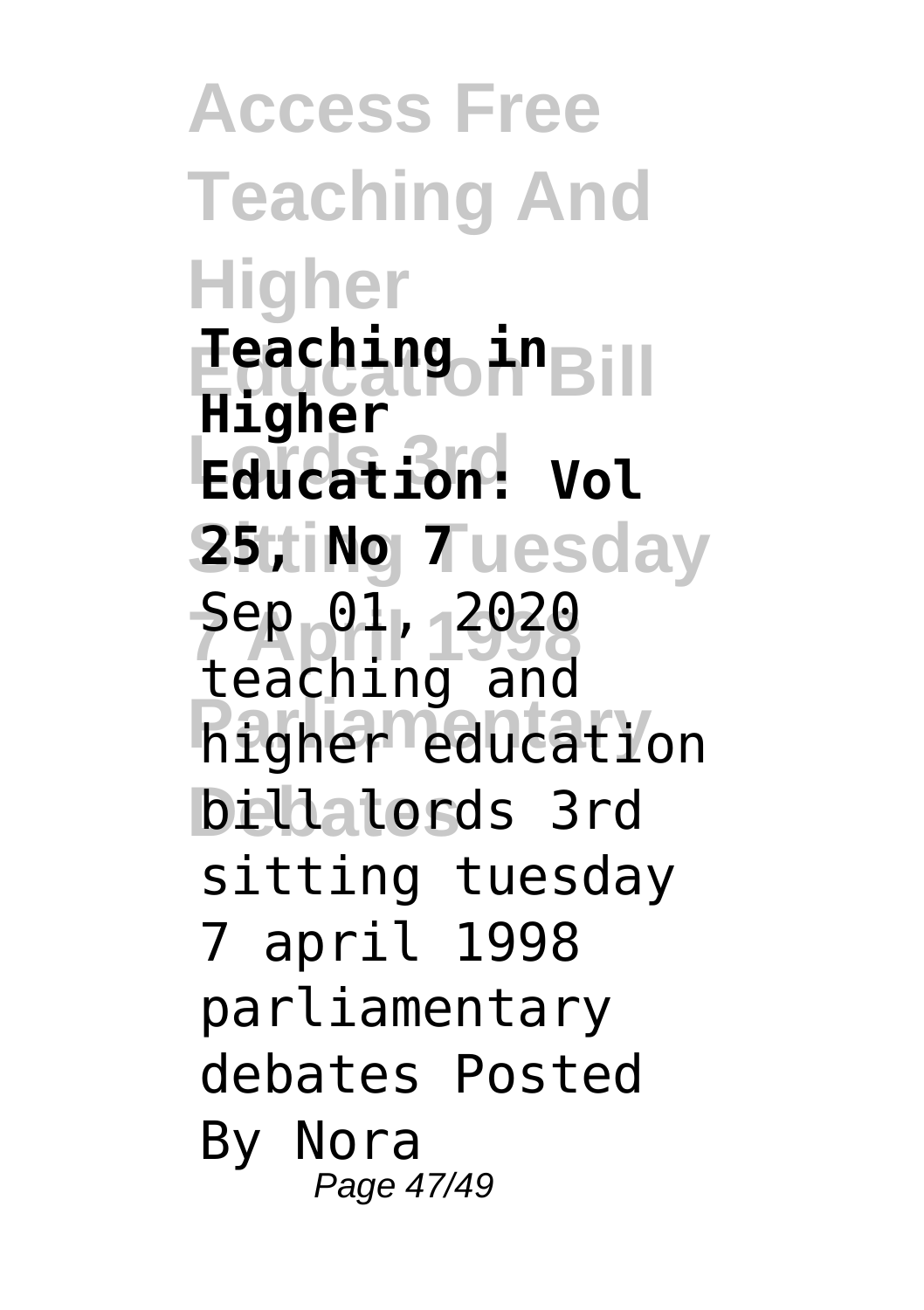**Teaching in Higher Education: Vol 25, No 7**

Sep 01, 2020 teaching and higher education bill lords 3rd sitting tuesday 7 april 1998 parliamentary debates Posted By Nora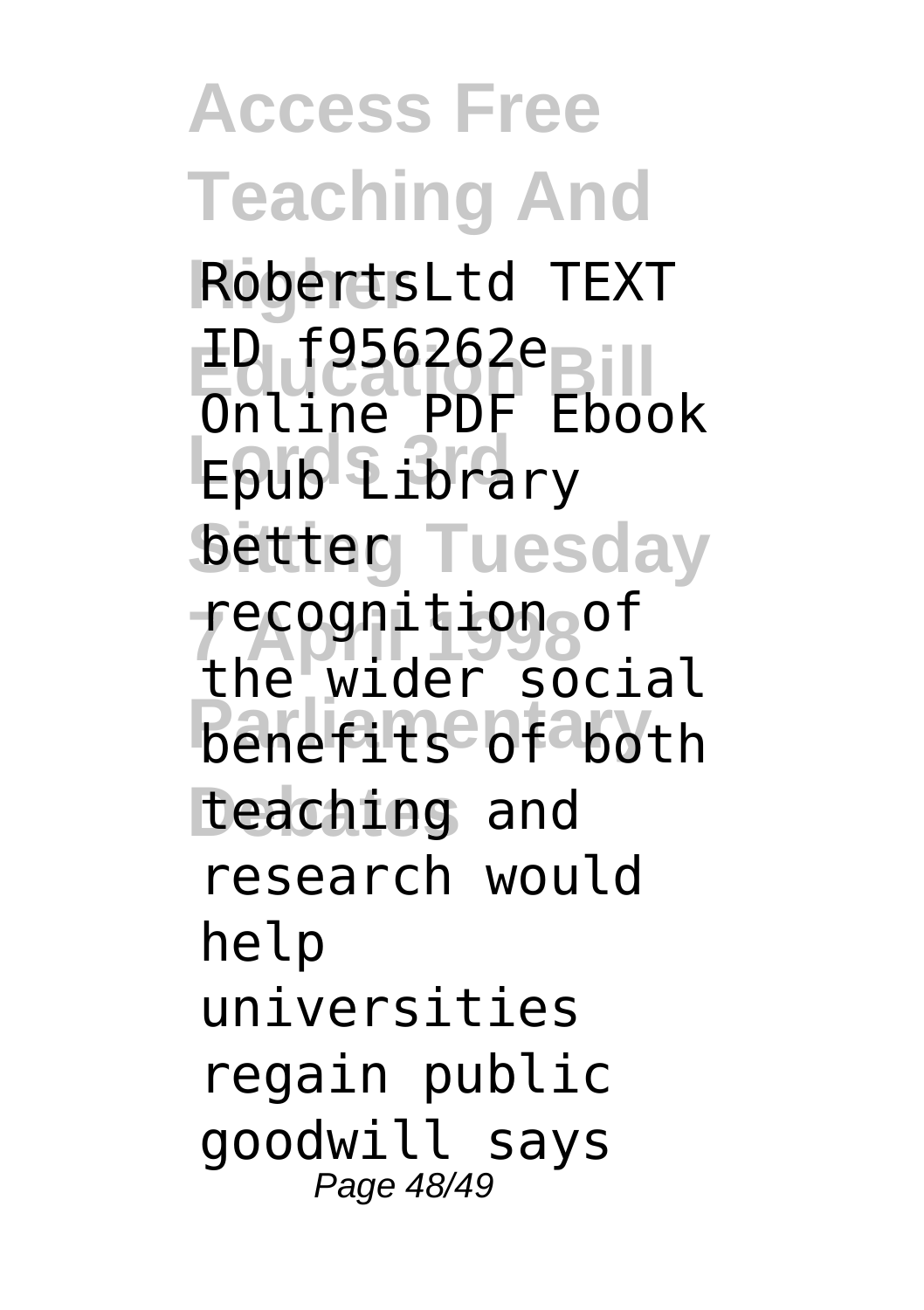RobertsLtd TEXT ID f956262e Online PDF Ebook Epub Library better recognition of the wider social benefits of both teaching and research would help universities regain public goodwill says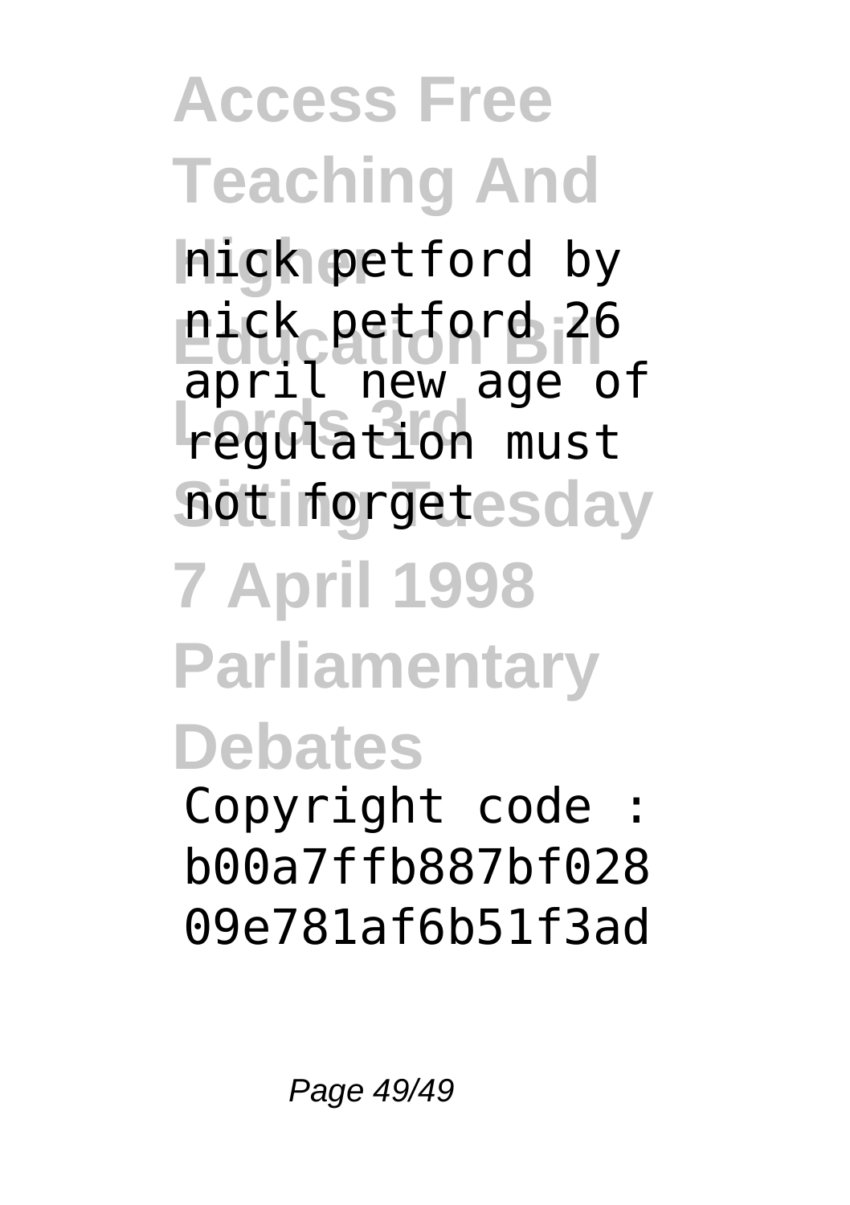nick petford by nick petford 26 april new age of regulation must not forget

Copyright code : b00a7ffb887bf02809e781af6b51f3ad